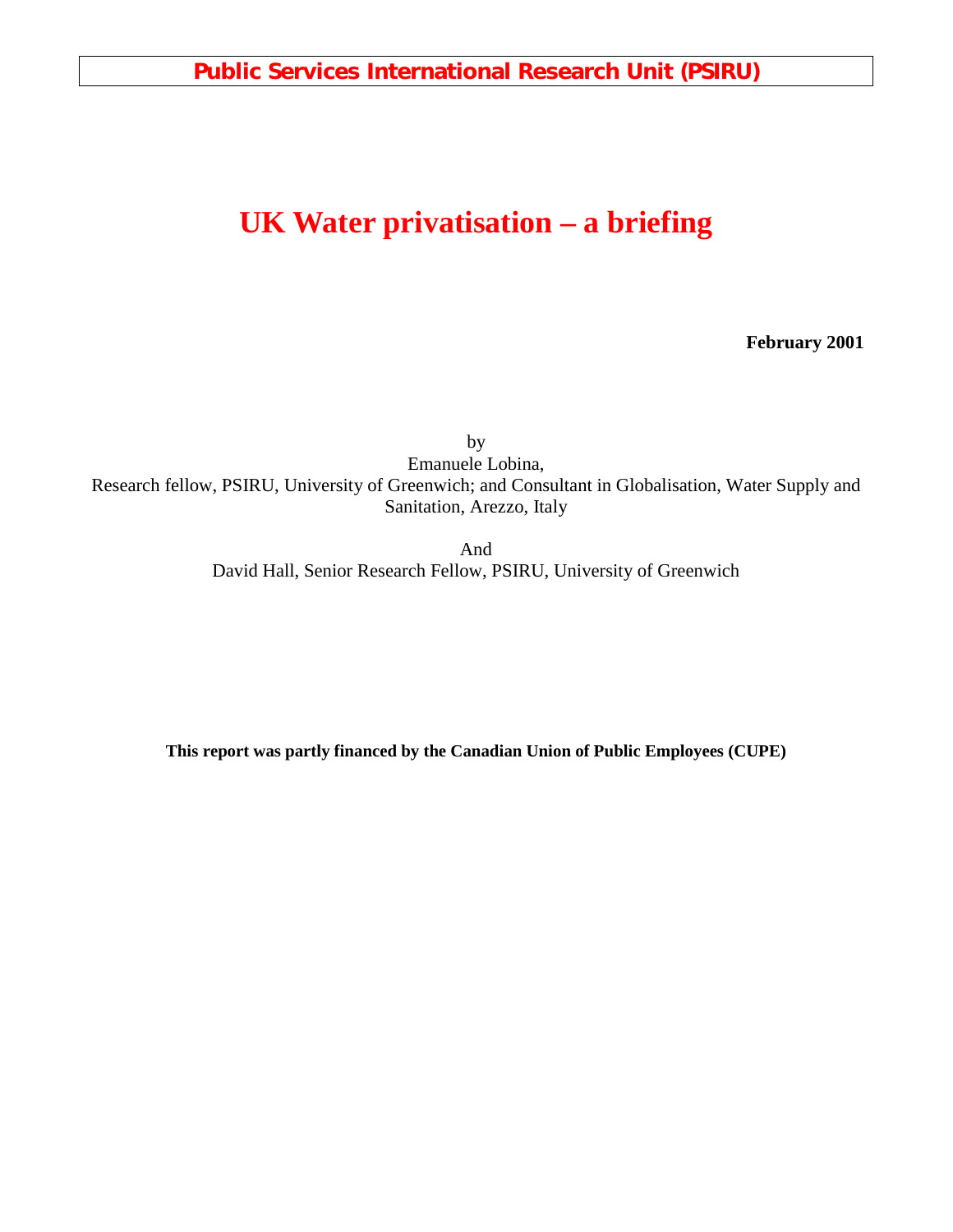**Public Services International Research Unit (PSIRU)**

# UK Water privatisation – a briefing

**February 2001**

by
Emanuele Lobina,
Research fellow, PSIRU, University of Greenwich; and Consultant in Globalisation, Water Supply and Sanitation, Arezzo, Italy

And
David Hall, Senior Research Fellow, PSIRU, University of Greenwich

**This report was partly financed by the Canadian Union of Public Employees (CUPE)**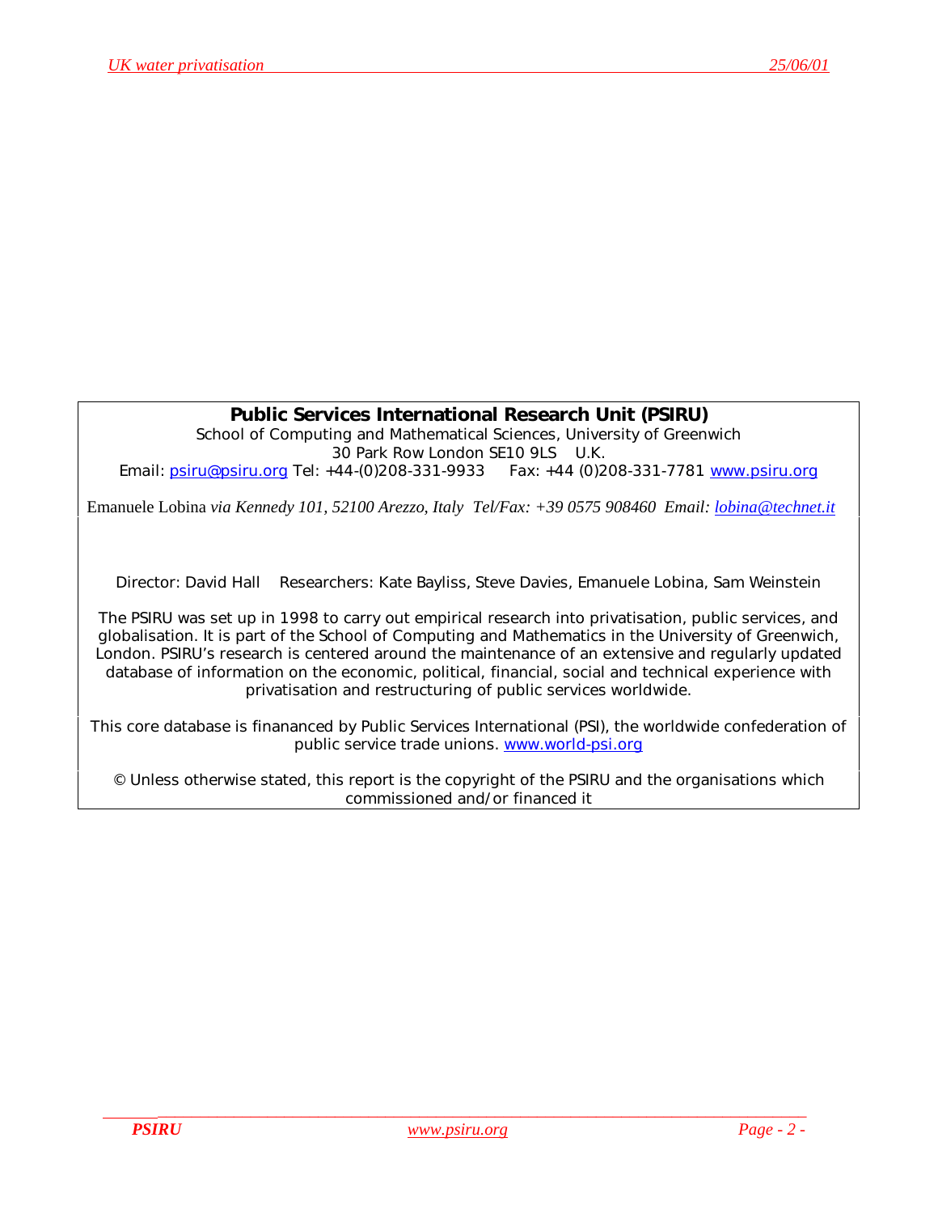**Public Services International Research Unit (PSIRU)**

School of Computing and Mathematical Sciences, University of Greenwich
30 Park Row London SE10 9LS U.K.
Email: psiru@psiru.org Tel: +44-(0)208-331-9933 Fax: +44 (0)208-331-7781 www.psiru.org

Emanuele Lobina *via Kennedy 101, 52100 Arezzo, Italy Tel/Fax: +39 0575 908460 Email: lobina@technet.it*

Director: David Hall Researchers: Kate Bayliss, Steve Davies, Emanuele Lobina, Sam Weinstein

The PSIRU was set up in 1998 to carry out empirical research into privatisation, public services, and globalisation. It is part of the School of Computing and Mathematics in the University of Greenwich, London. PSIRU's research is centered around the maintenance of an extensive and regularly updated database of information on the economic, political, financial, social and technical experience with privatisation and restructuring of public services worldwide.

This core database is finananced by Public Services International (PSI), the worldwide confederation of public service trade unions. www.world-psi.org

© Unless otherwise stated, this report is the copyright of the PSIRU and the organisations which commissioned and/or financed it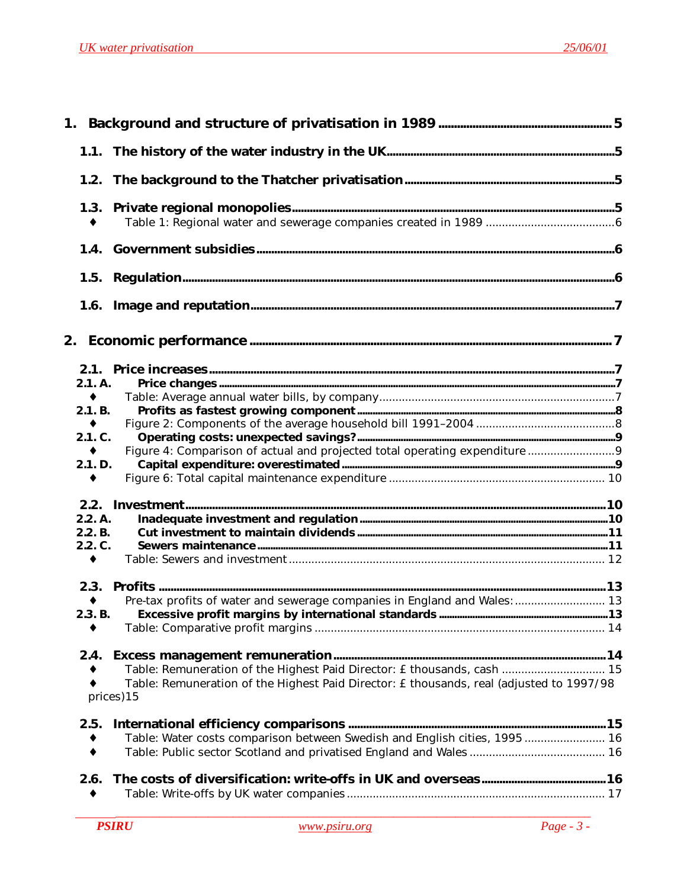1. **Background and structure of privatisation in 1989** ..... 5

   1.1. **The history of the water industry in the UK** ..... 5

   1.2. **The background to the Thatcher privatisation** ..... 5

   1.3. **Private regional monopolies** ..... 5
   - ♦ Table 1: Regional water and sewerage companies created in 1989 ..... 6

   1.4. **Government subsidies** ..... 6

   1.5. **Regulation** ..... 6

   1.6. **Image and reputation** ..... 7

2. **Economic performance** ..... 7

   2.1. **Price increases** ..... 7
   - 2.1. A. **Price changes** ..... 7
   - ♦ Table: Average annual water bills, by company ..... 7
   - 2.1. B. **Profits as fastest growing component** ..... 8
   - ♦ Figure 2: Components of the average household bill 1991–2004 ..... 8
   - 2.1. C. **Operating costs: unexpected savings?** ..... 9
   - ♦ Figure 4: Comparison of actual and projected total operating expenditure ..... 9
   - 2.1. D. **Capital expenditure: overestimated** ..... 9
   - ♦ Figure 6: Total capital maintenance expenditure ..... 10

   2.2. **Investment** ..... 10
   - 2.2. A. **Inadequate investment and regulation** ..... 10
   - 2.2. B. **Cut investment to maintain dividends** ..... 11
   - 2.2. C. **Sewers maintenance** ..... 11
   - ♦ Table: Sewers and investment ..... 12

   2.3. **Profits** ..... 13
   - ♦ Pre-tax profits of water and sewerage companies in England and Wales: ..... 13
   - 2.3. B. **Excessive profit margins by international standards** ..... 13
   - ♦ Table: Comparative profit margins ..... 14

   2.4. **Excess management remuneration** ..... 14
   - ♦ Table: Remuneration of the Highest Paid Director: £ thousands, cash ..... 15
   - ♦ Table: Remuneration of the Highest Paid Director: £ thousands, real (adjusted to 1997/98 prices) ..... 15

   2.5. **International efficiency comparisons** ..... 15
   - ♦ Table: Water costs comparison between Swedish and English cities, 1995 ..... 16
   - ♦ Table: Public sector Scotland and privatised England and Wales ..... 16

   2.6. **The costs of diversification: write-offs in UK and overseas** ..... 16
   - ♦ Table: Write-offs by UK water companies ..... 17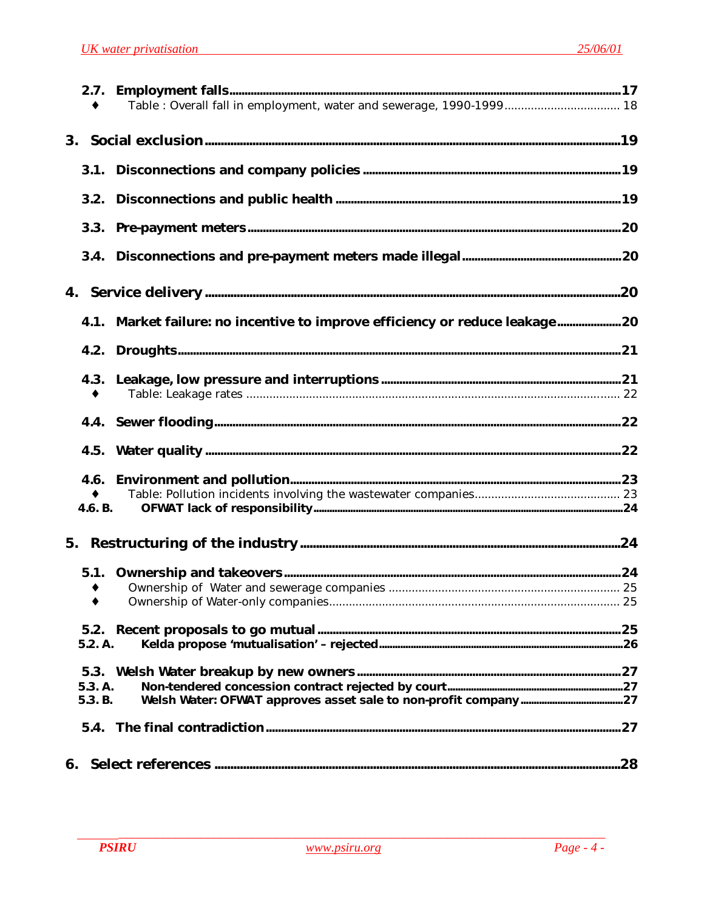- 2.7. **Employment falls** ........ 17
  - ♦ Table : Overall fall in employment, water and sewerage, 1990-1999 ........ 18

**3. Social exclusion** ........ 19

- 3.1. **Disconnections and company policies** ........ 19
- 3.2. **Disconnections and public health** ........ 19
- 3.3. **Pre-payment meters** ........ 20
- 3.4. **Disconnections and pre-payment meters made illegal** ........ 20

**4. Service delivery** ........ 20

- 4.1. **Market failure: no incentive to improve efficiency or reduce leakage** ........ 20
- 4.2. **Droughts** ........ 21
- 4.3. **Leakage, low pressure and interruptions** ........ 21
  - ♦ Table: Leakage rates ........ 22
- 4.4. **Sewer flooding** ........ 22
- 4.5. **Water quality** ........ 22
- 4.6. **Environment and pollution** ........ 23
  - ♦ Table: Pollution incidents involving the wastewater companies ........ 23
  - 4.6. B. **OFWAT lack of responsibility** ........ 24

**5. Restructuring of the industry** ........ 24

- 5.1. **Ownership and takeovers** ........ 24
  - ♦ Ownership of Water and sewerage companies ........ 25
  - ♦ Ownership of Water-only companies ........ 25
- 5.2. **Recent proposals to go mutual** ........ 25
  - 5.2. A. **Kelda propose 'mutualisation' – rejected** ........ 26
- 5.3. **Welsh Water breakup by new owners** ........ 27
  - 5.3. A. **Non-tendered concession contract rejected by court** ........ 27
  - 5.3. B. **Welsh Water: OFWAT approves asset sale to non-profit company** ........ 27
- 5.4. **The final contradiction** ........ 27

**6. Select references** ........ 28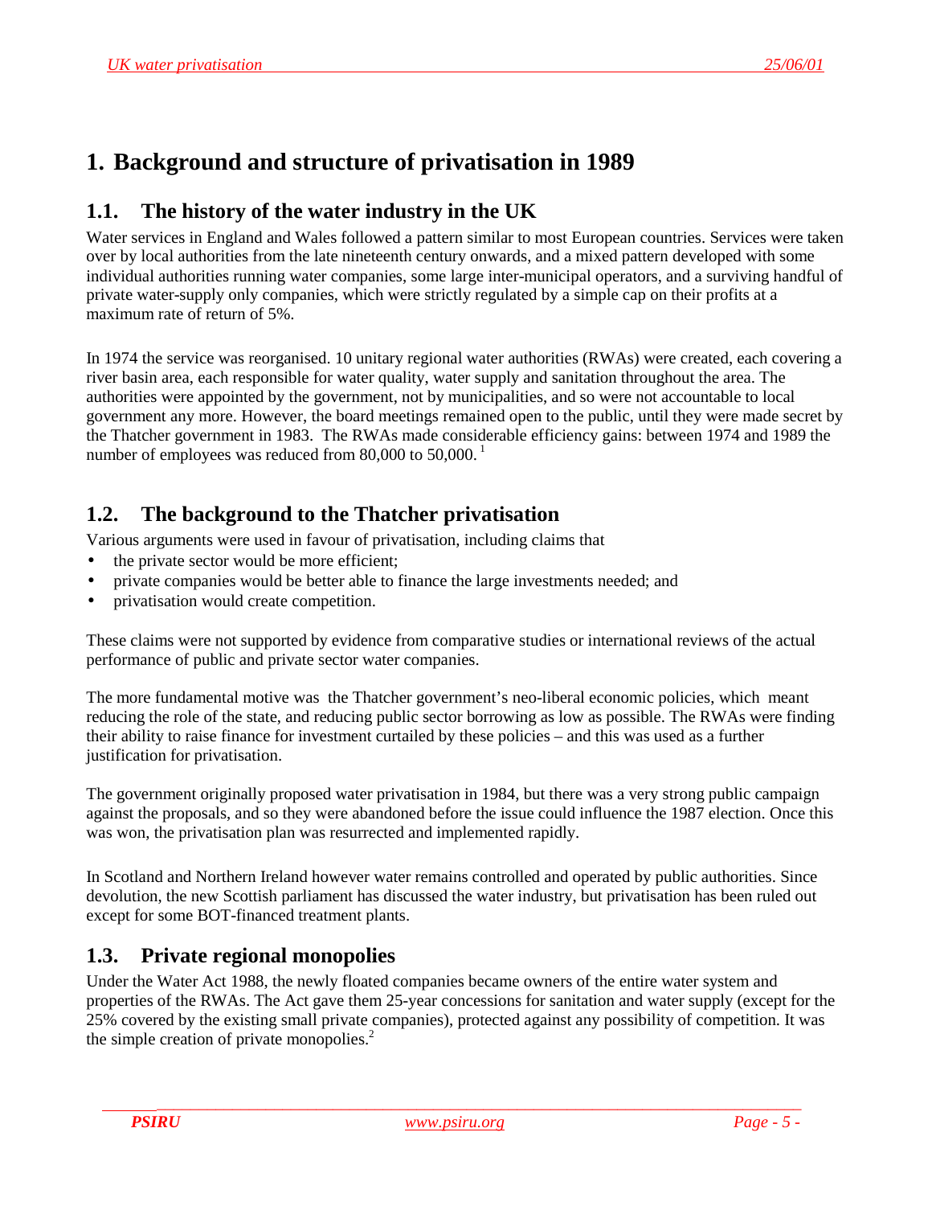# 1. Background and structure of privatisation in 1989

## 1.1. The history of the water industry in the UK

Water services in England and Wales followed a pattern similar to most European countries. Services were taken over by local authorities from the late nineteenth century onwards, and a mixed pattern developed with some individual authorities running water companies, some large inter-municipal operators, and a surviving handful of private water-supply only companies, which were strictly regulated by a simple cap on their profits at a maximum rate of return of 5%.

In 1974 the service was reorganised. 10 unitary regional water authorities (RWAs) were created, each covering a river basin area, each responsible for water quality, water supply and sanitation throughout the area. The authorities were appointed by the government, not by municipalities, and so were not accountable to local government any more. However, the board meetings remained open to the public, until they were made secret by the Thatcher government in 1983. The RWAs made considerable efficiency gains: between 1974 and 1989 the number of employees was reduced from 80,000 to 50,000. [1]

## 1.2. The background to the Thatcher privatisation

Various arguments were used in favour of privatisation, including claims that

- the private sector would be more efficient;
- private companies would be better able to finance the large investments needed; and
- privatisation would create competition.

These claims were not supported by evidence from comparative studies or international reviews of the actual performance of public and private sector water companies.

The more fundamental motive was the Thatcher government's neo-liberal economic policies, which meant reducing the role of the state, and reducing public sector borrowing as low as possible. The RWAs were finding their ability to raise finance for investment curtailed by these policies – and this was used as a further justification for privatisation.

The government originally proposed water privatisation in 1984, but there was a very strong public campaign against the proposals, and so they were abandoned before the issue could influence the 1987 election. Once this was won, the privatisation plan was resurrected and implemented rapidly.

In Scotland and Northern Ireland however water remains controlled and operated by public authorities. Since devolution, the new Scottish parliament has discussed the water industry, but privatisation has been ruled out except for some BOT-financed treatment plants.

## 1.3. Private regional monopolies

Under the Water Act 1988, the newly floated companies became owners of the entire water system and properties of the RWAs. The Act gave them 25-year concessions for sanitation and water supply (except for the 25% covered by the existing small private companies), protected against any possibility of competition. It was the simple creation of private monopolies.[2]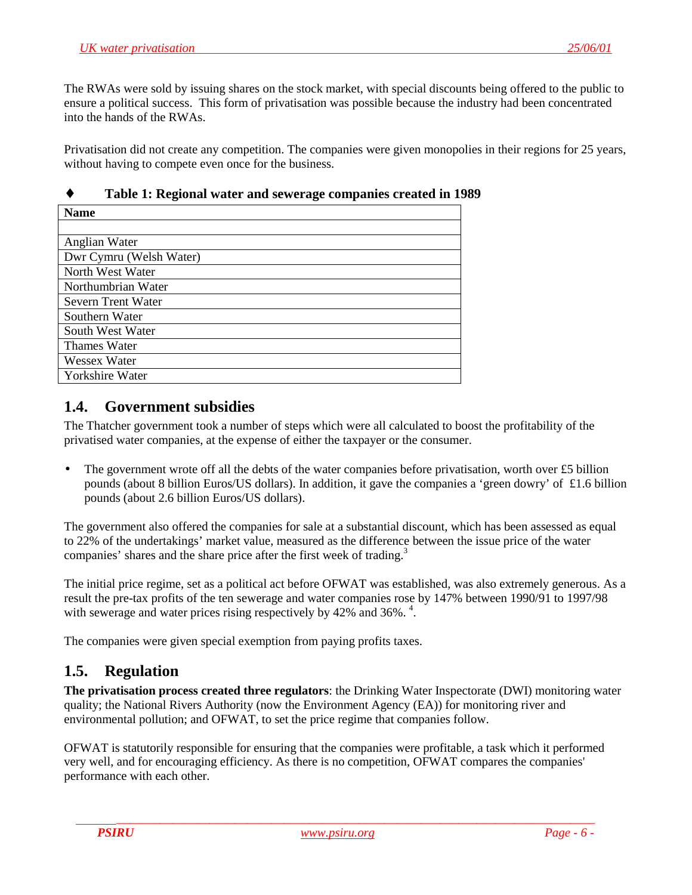The RWAs were sold by issuing shares on the stock market, with special discounts being offered to the public to ensure a political success. This form of privatisation was possible because the industry had been concentrated into the hands of the RWAs.

Privatisation did not create any competition. The companies were given monopolies in their regions for 25 years, without having to compete even once for the business.

♦ **Table 1: Regional water and sewerage companies created in 1989**

| Name |
|---|
| |
| Anglian Water |
| Dwr Cymru (Welsh Water) |
| North West Water |
| Northumbrian Water |
| Severn Trent Water |
| Southern Water |
| South West Water |
| Thames Water |
| Wessex Water |
| Yorkshire Water |

## 1.4. Government subsidies

The Thatcher government took a number of steps which were all calculated to boost the profitability of the privatised water companies, at the expense of either the taxpayer or the consumer.

- The government wrote off all the debts of the water companies before privatisation, worth over £5 billion pounds (about 8 billion Euros/US dollars). In addition, it gave the companies a 'green dowry' of £1.6 billion pounds (about 2.6 billion Euros/US dollars).

The government also offered the companies for sale at a substantial discount, which has been assessed as equal to 22% of the undertakings' market value, measured as the difference between the issue price of the water companies' shares and the share price after the first week of trading.[3]

The initial price regime, set as a political act before OFWAT was established, was also extremely generous. As a result the pre-tax profits of the ten sewerage and water companies rose by 147% between 1990/91 to 1997/98 with sewerage and water prices rising respectively by 42% and 36%. [4].

The companies were given special exemption from paying profits taxes.

## 1.5. Regulation

**The privatisation process created three regulators**: the Drinking Water Inspectorate (DWI) monitoring water quality; the National Rivers Authority (now the Environment Agency (EA)) for monitoring river and environmental pollution; and OFWAT, to set the price regime that companies follow.

OFWAT is statutorily responsible for ensuring that the companies were profitable, a task which it performed very well, and for encouraging efficiency. As there is no competition, OFWAT compares the companies' performance with each other.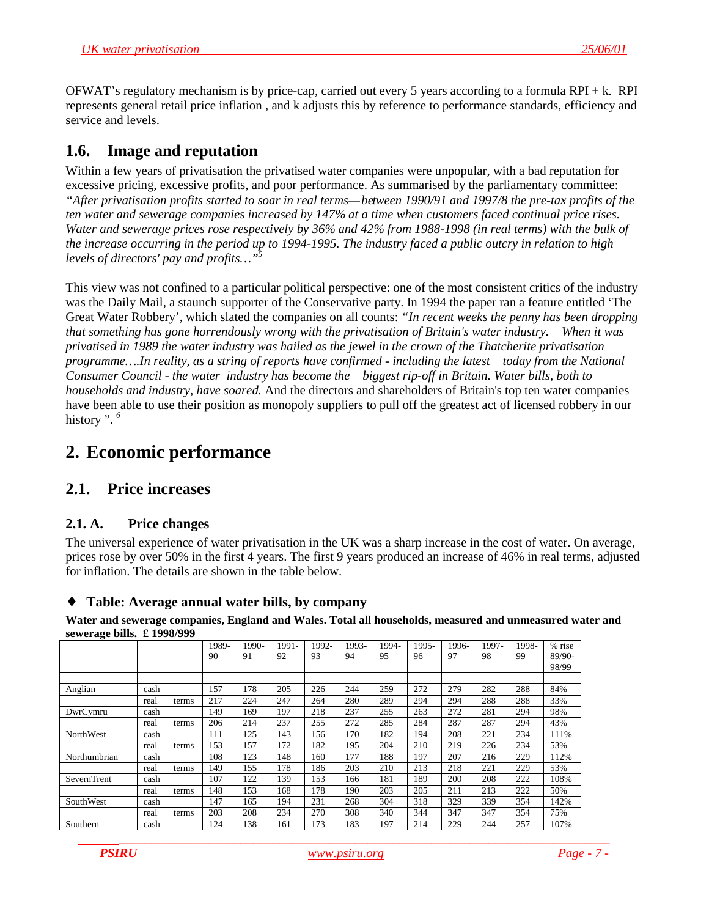OFWAT's regulatory mechanism is by price-cap, carried out every 5 years according to a formula RPI + k. RPI represents general retail price inflation , and k adjusts this by reference to performance standards, efficiency and service and levels.

## 1.6. Image and reputation

Within a few years of privatisation the privatised water companies were unpopular, with a bad reputation for excessive pricing, excessive profits, and poor performance. As summarised by the parliamentary committee: *"After privatisation profits started to soar in real terms—between 1990/91 and 1997/8 the pre-tax profits of the ten water and sewerage companies increased by 147% at a time when customers faced continual price rises. Water and sewerage prices rose respectively by 36% and 42% from 1988-1998 (in real terms) with the bulk of the increase occurring in the period up to 1994-1995. The industry faced a public outcry in relation to high levels of directors' pay and profits…"*[5]

This view was not confined to a particular political perspective: one of the most consistent critics of the industry was the Daily Mail, a staunch supporter of the Conservative party. In 1994 the paper ran a feature entitled 'The Great Water Robbery', which slated the companies on all counts: *"In recent weeks the penny has been dropping that something has gone horrendously wrong with the privatisation of Britain's water industry. When it was privatised in 1989 the water industry was hailed as the jewel in the crown of the Thatcherite privatisation programme….In reality, as a string of reports have confirmed - including the latest today from the National Consumer Council - the water industry has become the biggest rip-off in Britain. Water bills, both to households and industry, have soared.* And the directors and shareholders of Britain's top ten water companies have been able to use their position as monopoly suppliers to pull off the greatest act of licensed robbery in our history ". [6]

# 2. Economic performance

## 2.1. Price increases

### 2.1. A. Price changes

The universal experience of water privatisation in the UK was a sharp increase in the cost of water. On average, prices rose by over 50% in the first 4 years. The first 9 years produced an increase of 46% in real terms, adjusted for inflation. The details are shown in the table below.

### ♦ Table: Average annual water bills, by company

**Water and sewerage companies, England and Wales. Total all households, measured and unmeasured water and sewerage bills. £ 1998/999**

| | | | 1989-90 | 1990-91 | 1991-92 | 1992-93 | 1993-94 | 1994-95 | 1995-96 | 1996-97 | 1997-98 | 1998-99 | % rise 89/90-98/99 |
|---|---|---|---|---|---|---|---|---|---|---|---|---|---|
| Anglian | cash | | 157 | 178 | 205 | 226 | 244 | 259 | 272 | 279 | 282 | 288 | 84% |
| | real | terms | 217 | 224 | 247 | 264 | 280 | 289 | 294 | 294 | 288 | 288 | 33% |
| DwrCymru | cash | | 149 | 169 | 197 | 218 | 237 | 255 | 263 | 272 | 281 | 294 | 98% |
| | real | terms | 206 | 214 | 237 | 255 | 272 | 285 | 284 | 287 | 287 | 294 | 43% |
| NorthWest | cash | | 111 | 125 | 143 | 156 | 170 | 182 | 194 | 208 | 221 | 234 | 111% |
| | real | terms | 153 | 157 | 172 | 182 | 195 | 204 | 210 | 219 | 226 | 234 | 53% |
| Northumbrian | cash | | 108 | 123 | 148 | 160 | 177 | 188 | 197 | 207 | 216 | 229 | 112% |
| | real | terms | 149 | 155 | 178 | 186 | 203 | 210 | 213 | 218 | 221 | 229 | 53% |
| SevernTrent | cash | | 107 | 122 | 139 | 153 | 166 | 181 | 189 | 200 | 208 | 222 | 108% |
| | real | terms | 148 | 153 | 168 | 178 | 190 | 203 | 205 | 211 | 213 | 222 | 50% |
| SouthWest | cash | | 147 | 165 | 194 | 231 | 268 | 304 | 318 | 329 | 339 | 354 | 142% |
| | real | terms | 203 | 208 | 234 | 270 | 308 | 340 | 344 | 347 | 347 | 354 | 75% |
| Southern | cash | | 124 | 138 | 161 | 173 | 183 | 197 | 214 | 229 | 244 | 257 | 107% |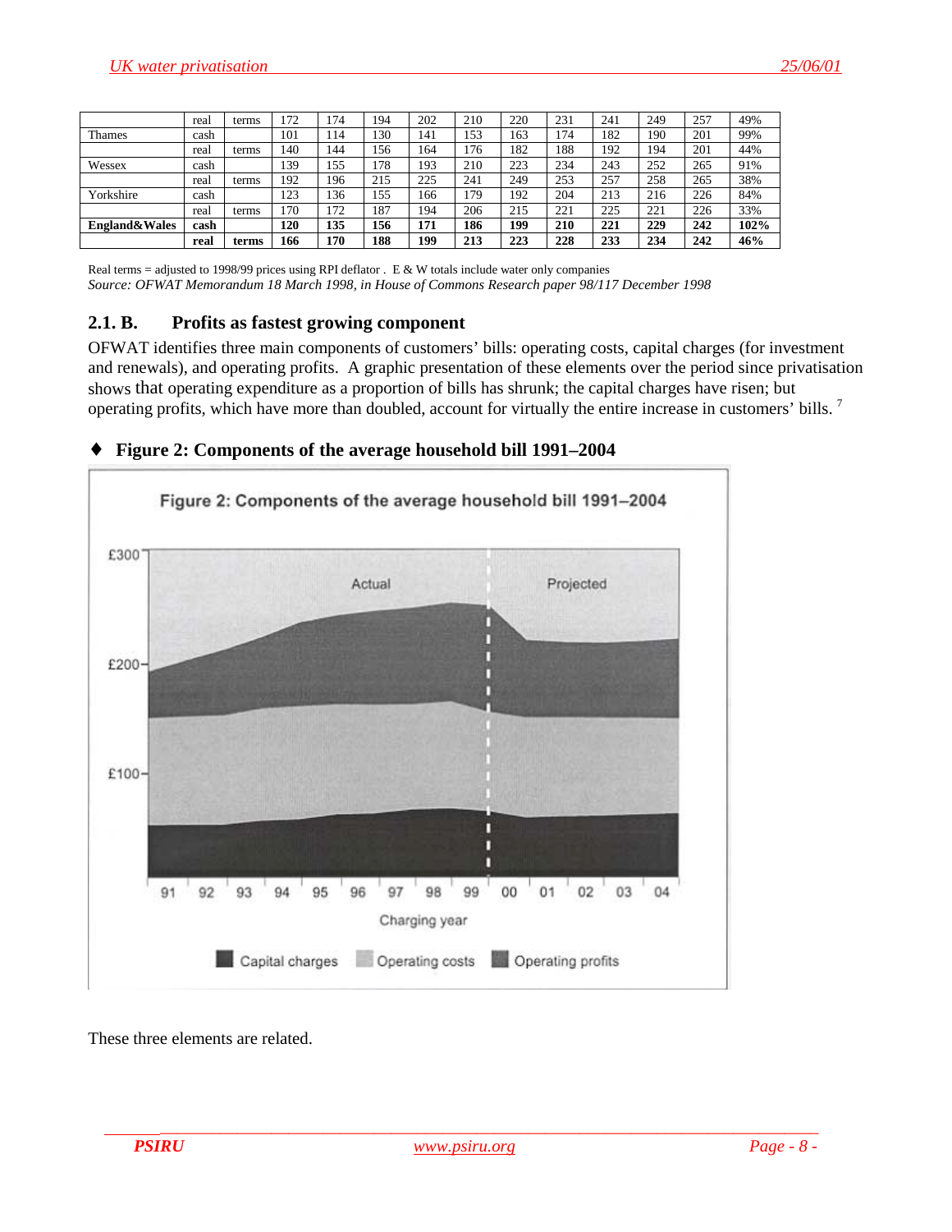| | | | | | | | | | | | | | | |
|---|---|---|---|---|---|---|---|---|---|---|---|---|---|---|
| | real | terms | 172 | 174 | 194 | 202 | 210 | 220 | 231 | 241 | 249 | 257 | 49% |
| Thames | cash | | 101 | 114 | 130 | 141 | 153 | 163 | 174 | 182 | 190 | 201 | 99% |
| | real | terms | 140 | 144 | 156 | 164 | 176 | 182 | 188 | 192 | 194 | 201 | 44% |
| Wessex | cash | | 139 | 155 | 178 | 193 | 210 | 223 | 234 | 243 | 252 | 265 | 91% |
| | real | terms | 192 | 196 | 215 | 225 | 241 | 249 | 253 | 257 | 258 | 265 | 38% |
| Yorkshire | cash | | 123 | 136 | 155 | 166 | 179 | 192 | 204 | 213 | 216 | 226 | 84% |
| | real | terms | 170 | 172 | 187 | 194 | 206 | 215 | 221 | 225 | 221 | 226 | 33% |
| **England&Wales** | **cash** | | **120** | **135** | **156** | **171** | **186** | **199** | **210** | **221** | **229** | **242** | **102%** |
| | **real** | **terms** | **166** | **170** | **188** | **199** | **213** | **223** | **228** | **233** | **234** | **242** | **46%** |

Real terms = adjusted to 1998/99 prices using RPI deflator . E & W totals include water only companies
*Source: OFWAT Memorandum 18 March 1998, in House of Commons Research paper 98/117 December 1998*

### 2.1. B. Profits as fastest growing component

OFWAT identifies three main components of customers' bills: operating costs, capital charges (for investment and renewals), and operating profits. A graphic presentation of these elements over the period since privatisation shows that operating expenditure as a proportion of bills has shrunk; the capital charges have risen; but operating profits, which have more than doubled, account for virtually the entire increase in customers' bills. [7]

♦ **Figure 2: Components of the average household bill 1991–2004**

These three elements are related.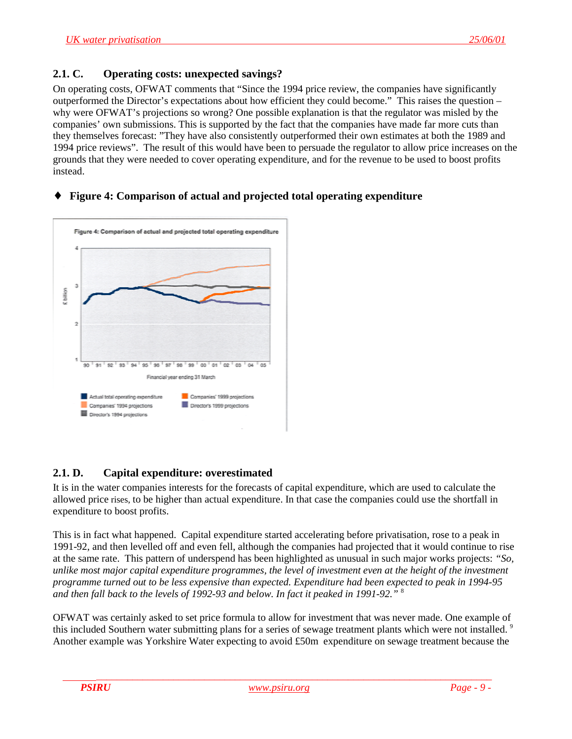### 2.1. C. Operating costs: unexpected savings?

On operating costs, OFWAT comments that "Since the 1994 price review, the companies have significantly outperformed the Director's expectations about how efficient they could become." This raises the question – why were OFWAT's projections so wrong? One possible explanation is that the regulator was misled by the companies' own submissions. This is supported by the fact that the companies have made far more cuts than they themselves forecast: "They have also consistently outperformed their own estimates at both the 1989 and 1994 price reviews". The result of this would have been to persuade the regulator to allow price increases on the grounds that they were needed to cover operating expenditure, and for the revenue to be used to boost profits instead.

♦ **Figure 4: Comparison of actual and projected total operating expenditure**

### 2.1. D. Capital expenditure: overestimated

It is in the water companies interests for the forecasts of capital expenditure, which are used to calculate the allowed price rises, to be higher than actual expenditure. In that case the companies could use the shortfall in expenditure to boost profits.

This is in fact what happened. Capital expenditure started accelerating before privatisation, rose to a peak in 1991-92, and then levelled off and even fell, although the companies had projected that it would continue to rise at the same rate. This pattern of underspend has been highlighted as unusual in such major works projects: *"So, unlike most major capital expenditure programmes, the level of investment even at the height of the investment programme turned out to be less expensive than expected. Expenditure had been expected to peak in 1994-95 and then fall back to the levels of 1992-93 and below. In fact it peaked in 1991-92."* [8]

OFWAT was certainly asked to set price formula to allow for investment that was never made. One example of this included Southern water submitting plans for a series of sewage treatment plants which were not installed. [9] Another example was Yorkshire Water expecting to avoid £50m expenditure on sewage treatment because the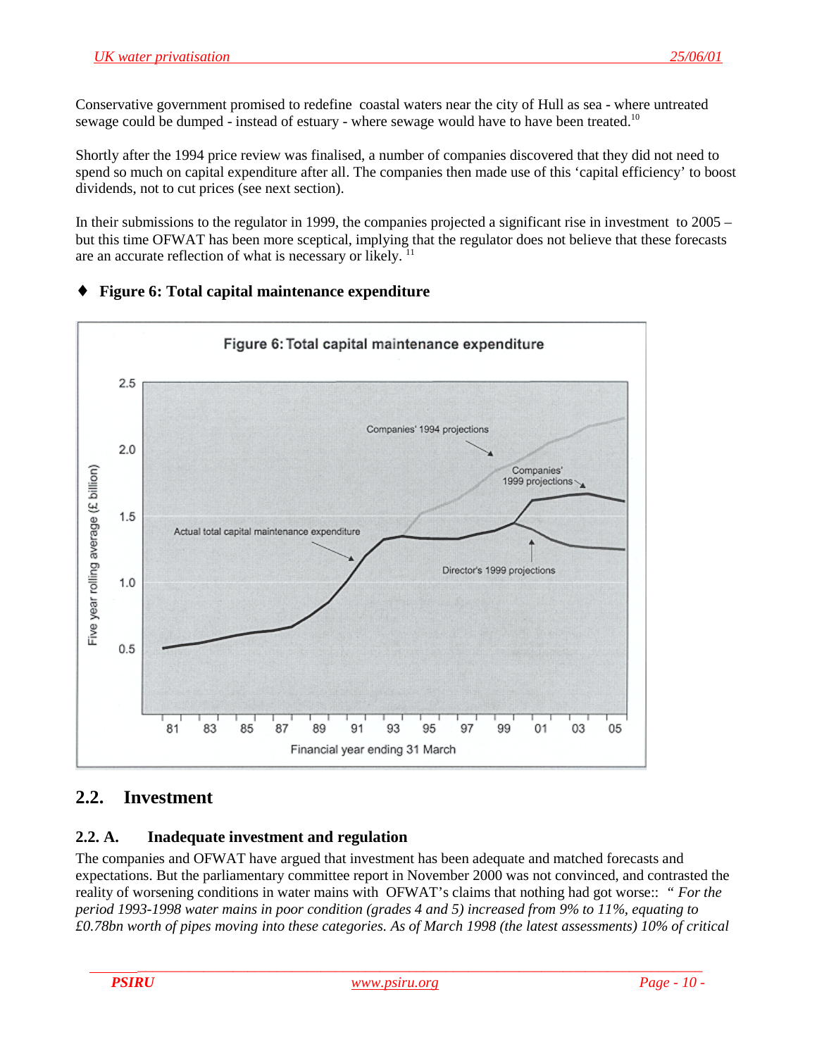Conservative government promised to redefine coastal waters near the city of Hull as sea - where untreated sewage could be dumped - instead of estuary - where sewage would have to have been treated.[10]

Shortly after the 1994 price review was finalised, a number of companies discovered that they did not need to spend so much on capital expenditure after all. The companies then made use of this 'capital efficiency' to boost dividends, not to cut prices (see next section).

In their submissions to the regulator in 1999, the companies projected a significant rise in investment to 2005 – but this time OFWAT has been more sceptical, implying that the regulator does not believe that these forecasts are an accurate reflection of what is necessary or likely. [11]

♦ **Figure 6: Total capital maintenance expenditure**

Figure 6: Total capital maintenance expenditure

## 2.2. Investment

### 2.2. A. Inadequate investment and regulation

The companies and OFWAT have argued that investment has been adequate and matched forecasts and expectations. But the parliamentary committee report in November 2000 was not convinced, and contrasted the reality of worsening conditions in water mains with OFWAT's claims that nothing had got worse:: *" For the period 1993-1998 water mains in poor condition (grades 4 and 5) increased from 9% to 11%, equating to £0.78bn worth of pipes moving into these categories. As of March 1998 (the latest assessments) 10% of critical*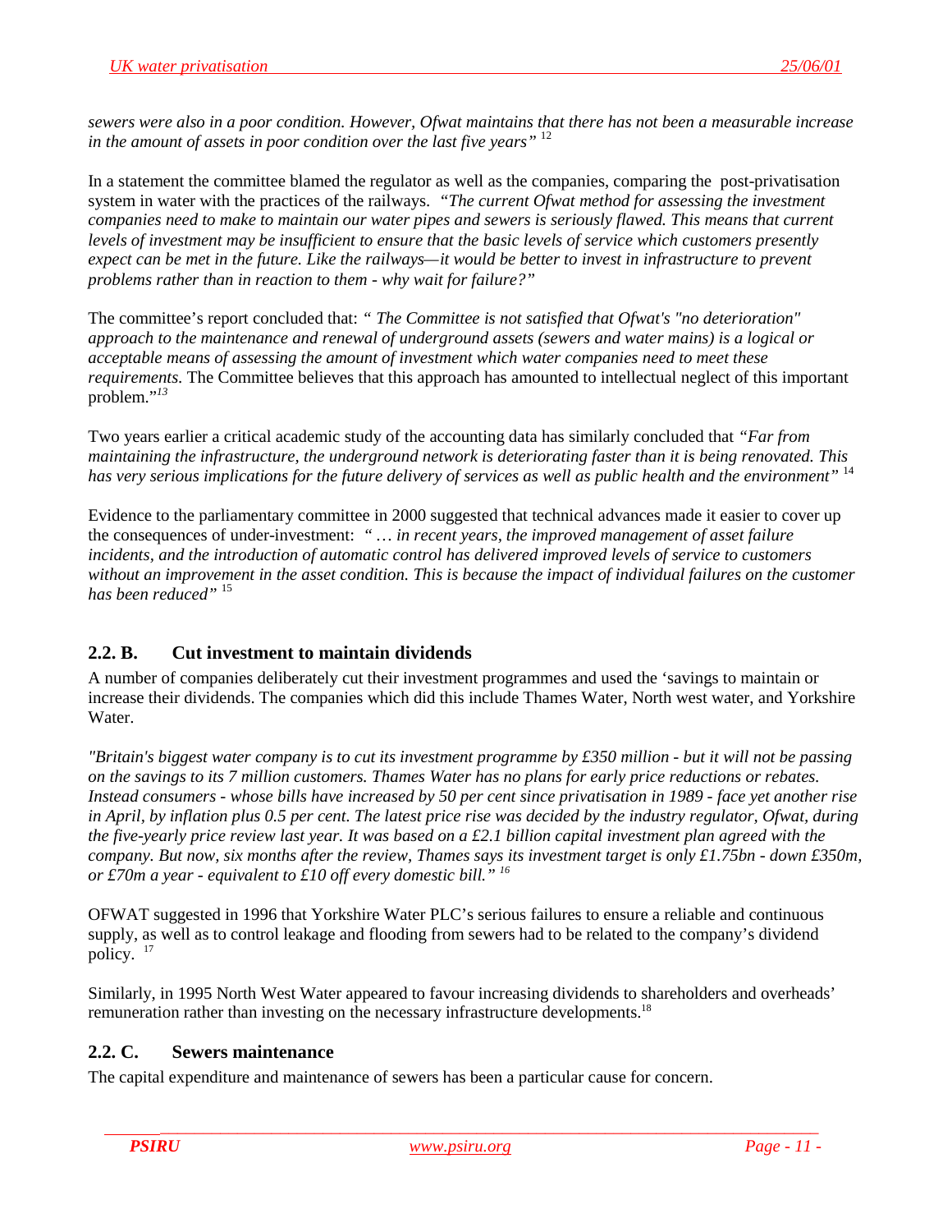*sewers were also in a poor condition. However, Ofwat maintains that there has not been a measurable increase in the amount of assets in poor condition over the last five years"* [12]

In a statement the committee blamed the regulator as well as the companies, comparing the post-privatisation system in water with the practices of the railways. *"The current Ofwat method for assessing the investment companies need to make to maintain our water pipes and sewers is seriously flawed. This means that current levels of investment may be insufficient to ensure that the basic levels of service which customers presently expect can be met in the future. Like the railways—it would be better to invest in infrastructure to prevent problems rather than in reaction to them - why wait for failure?"*

The committee's report concluded that: *" The Committee is not satisfied that Ofwat's "no deterioration" approach to the maintenance and renewal of underground assets (sewers and water mains) is a logical or acceptable means of assessing the amount of investment which water companies need to meet these requirements*. The Committee believes that this approach has amounted to intellectual neglect of this important problem."[13]

Two years earlier a critical academic study of the accounting data has similarly concluded that *"Far from maintaining the infrastructure, the underground network is deteriorating faster than it is being renovated. This has very serious implications for the future delivery of services as well as public health and the environment"* [14]

Evidence to the parliamentary committee in 2000 suggested that technical advances made it easier to cover up the consequences of under-investment: *" … in recent years, the improved management of asset failure incidents, and the introduction of automatic control has delivered improved levels of service to customers without an improvement in the asset condition. This is because the impact of individual failures on the customer has been reduced"* [15]

## 2.2. B. Cut investment to maintain dividends

A number of companies deliberately cut their investment programmes and used the 'savings to maintain or increase their dividends. The companies which did this include Thames Water, North west water, and Yorkshire Water.

*"Britain's biggest water company is to cut its investment programme by £350 million - but it will not be passing on the savings to its 7 million customers. Thames Water has no plans for early price reductions or rebates. Instead consumers - whose bills have increased by 50 per cent since privatisation in 1989 - face yet another rise in April, by inflation plus 0.5 per cent. The latest price rise was decided by the industry regulator, Ofwat, during the five-yearly price review last year. It was based on a £2.1 billion capital investment plan agreed with the company. But now, six months after the review, Thames says its investment target is only £1.75bn - down £350m, or £70m a year - equivalent to £10 off every domestic bill."* [16]

OFWAT suggested in 1996 that Yorkshire Water PLC's serious failures to ensure a reliable and continuous supply, as well as to control leakage and flooding from sewers had to be related to the company's dividend policy. [17]

Similarly, in 1995 North West Water appeared to favour increasing dividends to shareholders and overheads' remuneration rather than investing on the necessary infrastructure developments.[18]

## 2.2. C. Sewers maintenance

The capital expenditure and maintenance of sewers has been a particular cause for concern.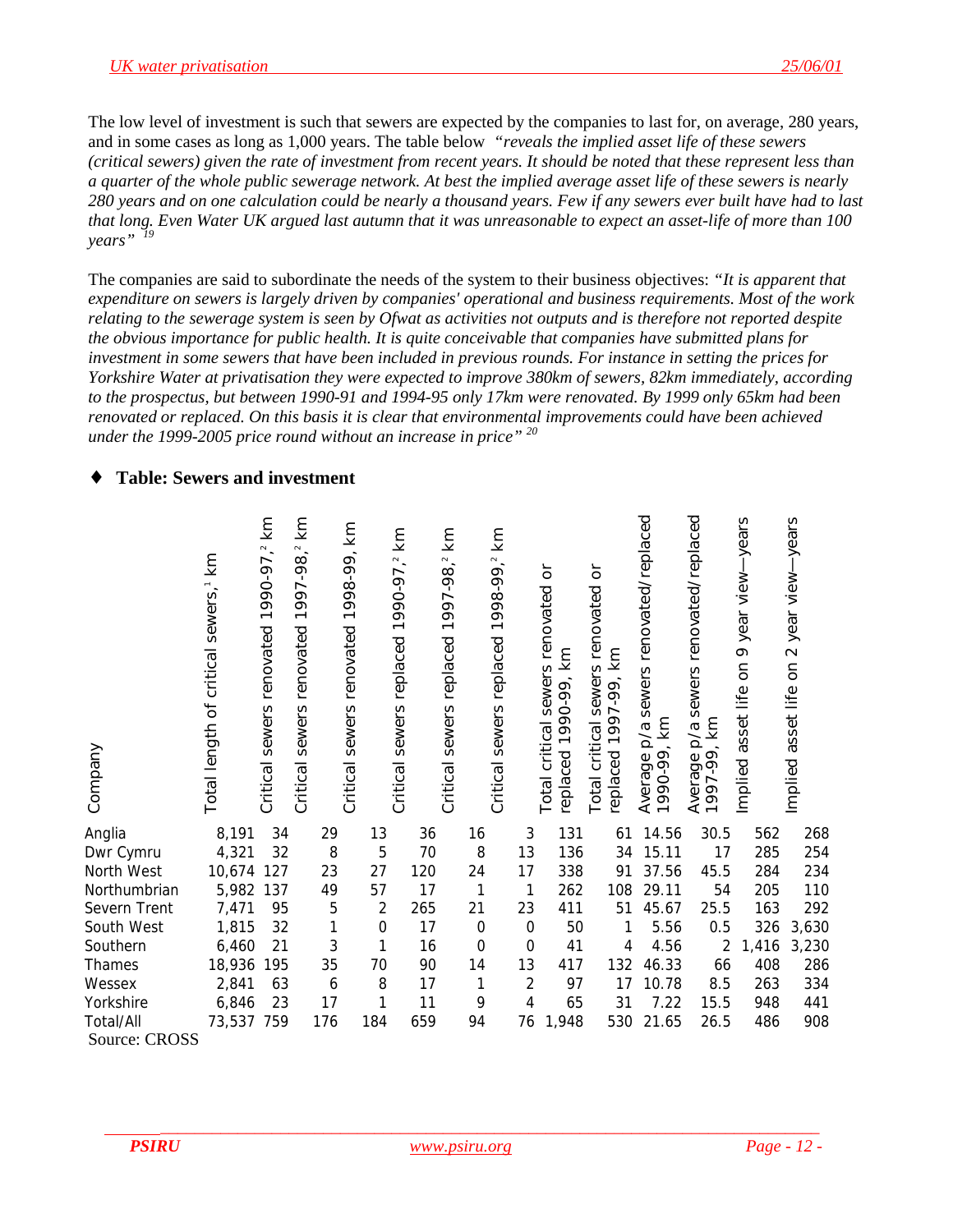The low level of investment is such that sewers are expected by the companies to last for, on average, 280 years, and in some cases as long as 1,000 years. The table below *"reveals the implied asset life of these sewers (critical sewers) given the rate of investment from recent years. It should be noted that these represent less than a quarter of the whole public sewerage network. At best the implied average asset life of these sewers is nearly 280 years and on one calculation could be nearly a thousand years. Few if any sewers ever built have had to last that long. Even Water UK argued last autumn that it was unreasonable to expect an asset-life of more than 100 years"* [19]

The companies are said to subordinate the needs of the system to their business objectives: *"It is apparent that expenditure on sewers is largely driven by companies' operational and business requirements. Most of the work relating to the sewerage system is seen by Ofwat as activities not outputs and is therefore not reported despite the obvious importance for public health. It is quite conceivable that companies have submitted plans for investment in some sewers that have been included in previous rounds. For instance in setting the prices for Yorkshire Water at privatisation they were expected to improve 380km of sewers, 82km immediately, according to the prospectus, but between 1990-91 and 1994-95 only 17km were renovated. By 1999 only 65km had been renovated or replaced. On this basis it is clear that environmental improvements could have been achieved under the 1999-2005 price round without an increase in price"* [20]

- **Table: Sewers and investment**

| Company | Total length of critical sewers,[1] km | Critical sewers renovated 1990-97,[2] km | Critical sewers renovated 1997-98,[2] km | Critical sewers renovated 1998-99, km | Critical sewers replaced 1990-97,[2] km | Critical sewers replaced 1997-98,[2] km | Critical sewers replaced 1998-99,[2] km | Total critical sewers renovated or replaced 1990-99, km | Total critical sewers renovated or replaced 1997-99, km | Average p/a sewers renovated/replaced 1990-99, km | Average p/a sewers renovated/replaced 1997-99, km | Implied asset life on 9 year view—years | Implied asset life on 2 year view—years |
|---|---|---|---|---|---|---|---|---|---|---|---|---|---|
| Anglia | 8,191 | 34 | 29 | 13 | 36 | 16 | 3 | 131 | 61 | 14.56 | 30.5 | 562 | 268 |
| Dwr Cymru | 4,321 | 32 | 8 | 5 | 70 | 8 | 13 | 136 | 34 | 15.11 | 17 | 285 | 254 |
| North West | 10,674 | 127 | 23 | 27 | 120 | 24 | 17 | 338 | 91 | 37.56 | 45.5 | 284 | 234 |
| Northumbrian | 5,982 | 137 | 49 | 57 | 17 | 1 | 1 | 262 | 108 | 29.11 | 54 | 205 | 110 |
| Severn Trent | 7,471 | 95 | 5 | 2 | 265 | 21 | 23 | 411 | 51 | 45.67 | 25.5 | 163 | 292 |
| South West | 1,815 | 32 | 1 | 0 | 17 | 0 | 0 | 50 | 1 | 5.56 | 0.5 | 326 | 3,630 |
| Southern | 6,460 | 21 | 3 | 1 | 16 | 0 | 0 | 41 | 4 | 4.56 | 2 | 1,416 | 3,230 |
| Thames | 18,936 | 195 | 35 | 70 | 90 | 14 | 13 | 417 | 132 | 46.33 | 66 | 408 | 286 |
| Wessex | 2,841 | 63 | 6 | 8 | 17 | 1 | 2 | 97 | 17 | 10.78 | 8.5 | 263 | 334 |
| Yorkshire | 6,846 | 23 | 17 | 1 | 11 | 9 | 4 | 65 | 31 | 7.22 | 15.5 | 948 | 441 |
| Total/All | 73,537 | 759 | 176 | 184 | 659 | 94 | 76 | 1,948 | 530 | 21.65 | 26.5 | 486 | 908 |

Source: CROSS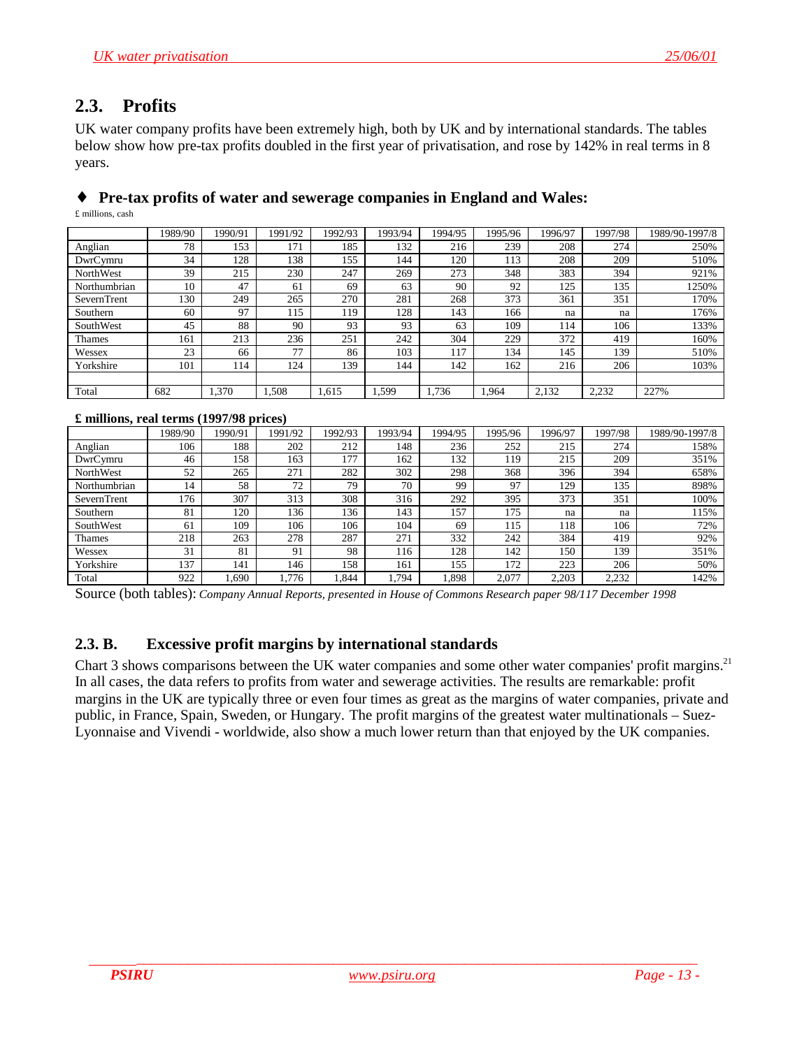## 2.3. Profits

UK water company profits have been extremely high, both by UK and by international standards. The tables below show how pre-tax profits doubled in the first year of privatisation, and rose by 142% in real terms in 8 years.

### ♦ Pre-tax profits of water and sewerage companies in England and Wales:

£ millions, cash

| | 1989/90 | 1990/91 | 1991/92 | 1992/93 | 1993/94 | 1994/95 | 1995/96 | 1996/97 | 1997/98 | 1989/90-1997/8 |
|---|---|---|---|---|---|---|---|---|---|---|
| Anglian | 78 | 153 | 171 | 185 | 132 | 216 | 239 | 208 | 274 | 250% |
| DwrCymru | 34 | 128 | 138 | 155 | 144 | 120 | 113 | 208 | 209 | 510% |
| NorthWest | 39 | 215 | 230 | 247 | 269 | 273 | 348 | 383 | 394 | 921% |
| Northumbrian | 10 | 47 | 61 | 69 | 63 | 90 | 92 | 125 | 135 | 1250% |
| SevernTrent | 130 | 249 | 265 | 270 | 281 | 268 | 373 | 361 | 351 | 170% |
| Southern | 60 | 97 | 115 | 119 | 128 | 143 | 166 | na | na | 176% |
| SouthWest | 45 | 88 | 90 | 93 | 93 | 63 | 109 | 114 | 106 | 133% |
| Thames | 161 | 213 | 236 | 251 | 242 | 304 | 229 | 372 | 419 | 160% |
| Wessex | 23 | 66 | 77 | 86 | 103 | 117 | 134 | 145 | 139 | 510% |
| Yorkshire | 101 | 114 | 124 | 139 | 144 | 142 | 162 | 216 | 206 | 103% |
| | | | | | | | | | | |
| Total | 682 | 1,370 | 1,508 | 1,615 | 1,599 | 1,736 | 1,964 | 2,132 | 2,232 | 227% |

**£ millions, real terms (1997/98 prices)**

| | 1989/90 | 1990/91 | 1991/92 | 1992/93 | 1993/94 | 1994/95 | 1995/96 | 1996/97 | 1997/98 | 1989/90-1997/8 |
|---|---|---|---|---|---|---|---|---|---|---|
| Anglian | 106 | 188 | 202 | 212 | 148 | 236 | 252 | 215 | 274 | 158% |
| DwrCymru | 46 | 158 | 163 | 177 | 162 | 132 | 119 | 215 | 209 | 351% |
| NorthWest | 52 | 265 | 271 | 282 | 302 | 298 | 368 | 396 | 394 | 658% |
| Northumbrian | 14 | 58 | 72 | 79 | 70 | 99 | 97 | 129 | 135 | 898% |
| SevernTrent | 176 | 307 | 313 | 308 | 316 | 292 | 395 | 373 | 351 | 100% |
| Southern | 81 | 120 | 136 | 136 | 143 | 157 | 175 | na | na | 115% |
| SouthWest | 61 | 109 | 106 | 106 | 104 | 69 | 115 | 118 | 106 | 72% |
| Thames | 218 | 263 | 278 | 287 | 271 | 332 | 242 | 384 | 419 | 92% |
| Wessex | 31 | 81 | 91 | 98 | 116 | 128 | 142 | 150 | 139 | 351% |
| Yorkshire | 137 | 141 | 146 | 158 | 161 | 155 | 172 | 223 | 206 | 50% |
| Total | 922 | 1,690 | 1,776 | 1,844 | 1,794 | 1,898 | 2,077 | 2,203 | 2,232 | 142% |

Source (both tables): *Company Annual Reports, presented in House of Commons Research paper 98/117 December 1998*

### 2.3. B. Excessive profit margins by international standards

Chart 3 shows comparisons between the UK water companies and some other water companies' profit margins.[21] In all cases, the data refers to profits from water and sewerage activities. The results are remarkable: profit margins in the UK are typically three or even four times as great as the margins of water companies, private and public, in France, Spain, Sweden, or Hungary. The profit margins of the greatest water multinationals – Suez-Lyonnaise and Vivendi - worldwide, also show a much lower return than that enjoyed by the UK companies.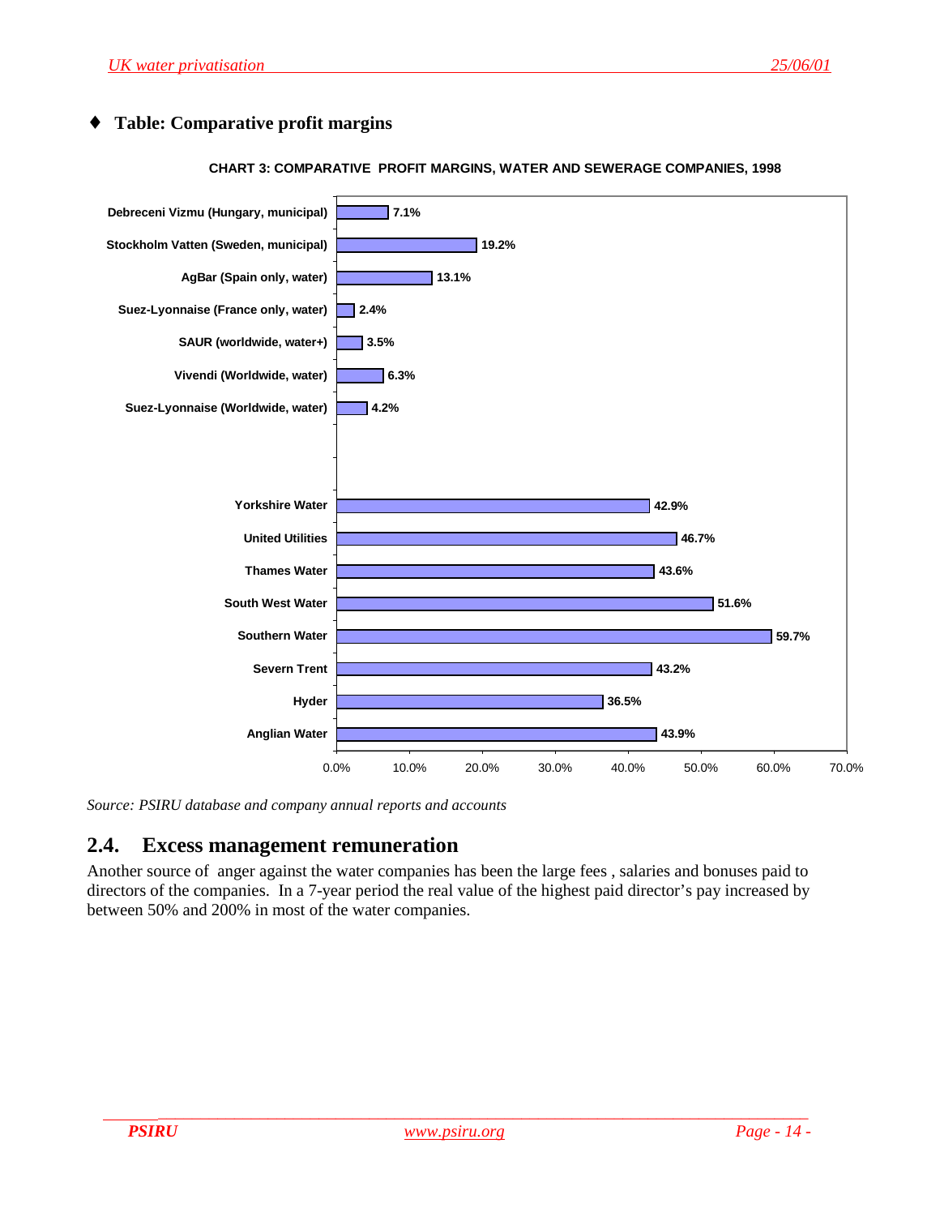- **Table: Comparative profit margins**

**CHART 3: COMPARATIVE PROFIT MARGINS, WATER AND SEWERAGE COMPANIES, 1998**

| Company | Profit margin |
|---|---|
| Debreceni Vizmu (Hungary, municipal) | 7.1% |
| Stockholm Vatten (Sweden, municipal) | 19.2% |
| AgBar (Spain only, water) | 13.1% |
| Suez-Lyonnaise (France only, water) | 2.4% |
| SAUR (worldwide, water+) | 3.5% |
| Vivendi (Worldwide, water) | 6.3% |
| Suez-Lyonnaise (Worldwide, water) | 4.2% |
| Yorkshire Water | 42.9% |
| United Utilities | 46.7% |
| Thames Water | 43.6% |
| South West Water | 51.6% |
| Southern Water | 59.7% |
| Severn Trent | 43.2% |
| Hyder | 36.5% |
| Anglian Water | 43.9% |

*Source: PSIRU database and company annual reports and accounts*

## 2.4. Excess management remuneration

Another source of anger against the water companies has been the large fees , salaries and bonuses paid to directors of the companies. In a 7-year period the real value of the highest paid director's pay increased by between 50% and 200% in most of the water companies.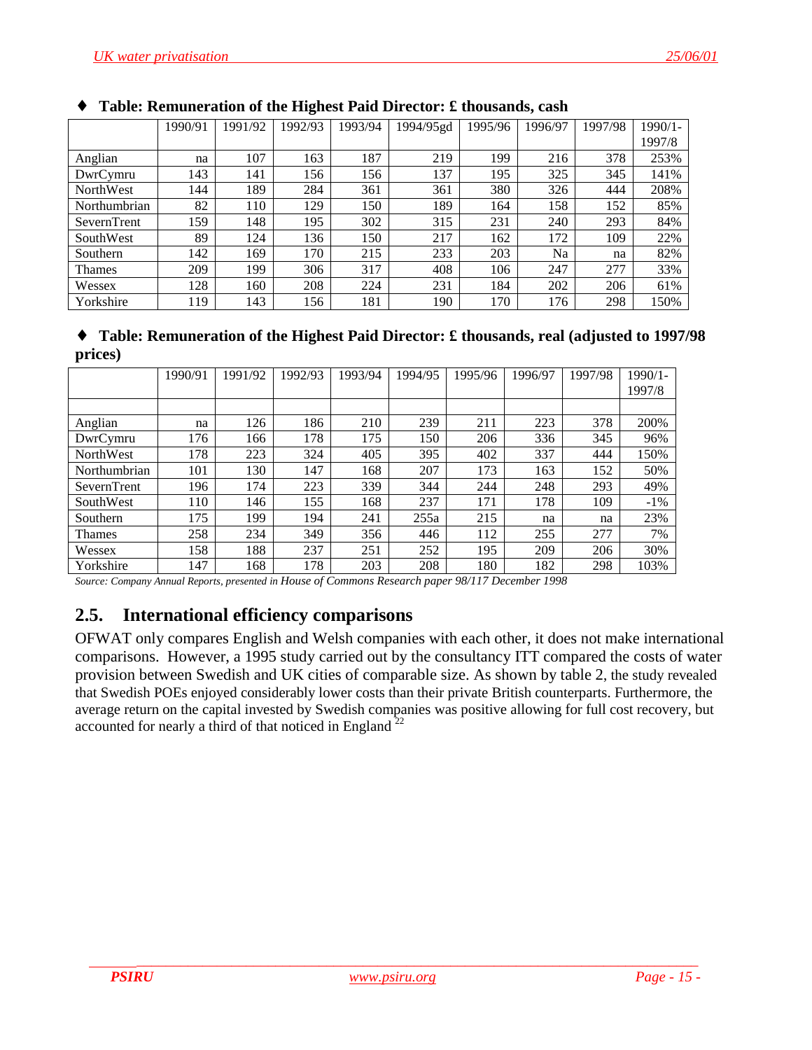♦ **Table: Remuneration of the Highest Paid Director: £ thousands, cash**

| | 1990/91 | 1991/92 | 1992/93 | 1993/94 | 1994/95gd | 1995/96 | 1996/97 | 1997/98 | 1990/1-1997/8 |
|---|---|---|---|---|---|---|---|---|---|
| Anglian | na | 107 | 163 | 187 | 219 | 199 | 216 | 378 | 253% |
| DwrCymru | 143 | 141 | 156 | 156 | 137 | 195 | 325 | 345 | 141% |
| NorthWest | 144 | 189 | 284 | 361 | 361 | 380 | 326 | 444 | 208% |
| Northumbrian | 82 | 110 | 129 | 150 | 189 | 164 | 158 | 152 | 85% |
| SevernTrent | 159 | 148 | 195 | 302 | 315 | 231 | 240 | 293 | 84% |
| SouthWest | 89 | 124 | 136 | 150 | 217 | 162 | 172 | 109 | 22% |
| Southern | 142 | 169 | 170 | 215 | 233 | 203 | Na | na | 82% |
| Thames | 209 | 199 | 306 | 317 | 408 | 106 | 247 | 277 | 33% |
| Wessex | 128 | 160 | 208 | 224 | 231 | 184 | 202 | 206 | 61% |
| Yorkshire | 119 | 143 | 156 | 181 | 190 | 170 | 176 | 298 | 150% |

♦ **Table: Remuneration of the Highest Paid Director: £ thousands, real (adjusted to 1997/98 prices)**

| | 1990/91 | 1991/92 | 1992/93 | 1993/94 | 1994/95 | 1995/96 | 1996/97 | 1997/98 | 1990/1-1997/8 |
|---|---|---|---|---|---|---|---|---|---|
| | | | | | | | | | |
| Anglian | na | 126 | 186 | 210 | 239 | 211 | 223 | 378 | 200% |
| DwrCymru | 176 | 166 | 178 | 175 | 150 | 206 | 336 | 345 | 96% |
| NorthWest | 178 | 223 | 324 | 405 | 395 | 402 | 337 | 444 | 150% |
| Northumbrian | 101 | 130 | 147 | 168 | 207 | 173 | 163 | 152 | 50% |
| SevernTrent | 196 | 174 | 223 | 339 | 344 | 244 | 248 | 293 | 49% |
| SouthWest | 110 | 146 | 155 | 168 | 237 | 171 | 178 | 109 | -1% |
| Southern | 175 | 199 | 194 | 241 | 255a | 215 | na | na | 23% |
| Thames | 258 | 234 | 349 | 356 | 446 | 112 | 255 | 277 | 7% |
| Wessex | 158 | 188 | 237 | 251 | 252 | 195 | 209 | 206 | 30% |
| Yorkshire | 147 | 168 | 178 | 203 | 208 | 180 | 182 | 298 | 103% |

*Source: Company Annual Reports, presented in House of Commons Research paper 98/117 December 1998*

## 2.5. International efficiency comparisons

OFWAT only compares English and Welsh companies with each other, it does not make international comparisons. However, a 1995 study carried out by the consultancy ITT compared the costs of water provision between Swedish and UK cities of comparable size. As shown by table 2, the study revealed that Swedish POEs enjoyed considerably lower costs than their private British counterparts. Furthermore, the average return on the capital invested by Swedish companies was positive allowing for full cost recovery, but accounted for nearly a third of that noticed in England [22]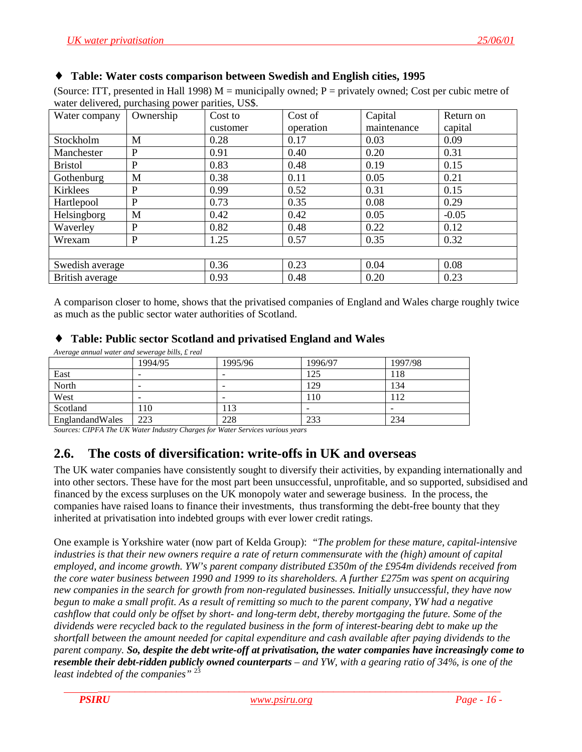♦ **Table: Water costs comparison between Swedish and English cities, 1995**

(Source: ITT, presented in Hall 1998) M = municipally owned; P = privately owned; Cost per cubic metre of water delivered, purchasing power parities, US$.

| Water company | Ownership | Cost to customer | Cost of operation | Capital maintenance | Return on capital |
|---|---|---|---|---|---|
| Stockholm | M | 0.28 | 0.17 | 0.03 | 0.09 |
| Manchester | P | 0.91 | 0.40 | 0.20 | 0.31 |
| Bristol | P | 0.83 | 0.48 | 0.19 | 0.15 |
| Gothenburg | M | 0.38 | 0.11 | 0.05 | 0.21 |
| Kirklees | P | 0.99 | 0.52 | 0.31 | 0.15 |
| Hartlepool | P | 0.73 | 0.35 | 0.08 | 0.29 |
| Helsingborg | M | 0.42 | 0.42 | 0.05 | -0.05 |
| Waverley | P | 0.82 | 0.48 | 0.22 | 0.12 |
| Wrexam | P | 1.25 | 0.57 | 0.35 | 0.32 |
| | | | | | |
| Swedish average | | 0.36 | 0.23 | 0.04 | 0.08 |
| British average | | 0.93 | 0.48 | 0.20 | 0.23 |

A comparison closer to home, shows that the privatised companies of England and Wales charge roughly twice as much as the public sector water authorities of Scotland.

♦ **Table: Public sector Scotland and privatised England and Wales**

*Average annual water and sewerage bills, £ real*

| | 1994/95 | 1995/96 | 1996/97 | 1997/98 |
|---|---|---|---|---|
| East | - | - | 125 | 118 |
| North | - | - | 129 | 134 |
| West | - | - | 110 | 112 |
| Scotland | 110 | 113 | - | - |
| EnglandandWales | 223 | 228 | 233 | 234 |

*Sources: CIPFA The UK Water Industry Charges for Water Services various years*

## 2.6. The costs of diversification: write-offs in UK and overseas

The UK water companies have consistently sought to diversify their activities, by expanding internationally and into other sectors. These have for the most part been unsuccessful, unprofitable, and so supported, subsidised and financed by the excess surpluses on the UK monopoly water and sewerage business. In the process, the companies have raised loans to finance their investments, thus transforming the debt-free bounty that they inherited at privatisation into indebted groups with ever lower credit ratings.

One example is Yorkshire water (now part of Kelda Group): *"The problem for these mature, capital-intensive industries is that their new owners require a rate of return commensurate with the (high) amount of capital employed, and income growth. YW's parent company distributed £350m of the £954m dividends received from the core water business between 1990 and 1999 to its shareholders. A further £275m was spent on acquiring new companies in the search for growth from non-regulated businesses. Initially unsuccessful, they have now begun to make a small profit. As a result of remitting so much to the parent company, YW had a negative cashflow that could only be offset by short- and long-term debt, thereby mortgaging the future. Some of the dividends were recycled back to the regulated business in the form of interest-bearing debt to make up the shortfall between the amount needed for capital expenditure and cash available after paying dividends to the parent company.* ***So, despite the debt write-off at privatisation, the water companies have increasingly come to resemble their debt-ridden publicly owned counterparts*** *– and YW, with a gearing ratio of 34%, is one of the least indebted of the companies"* [23]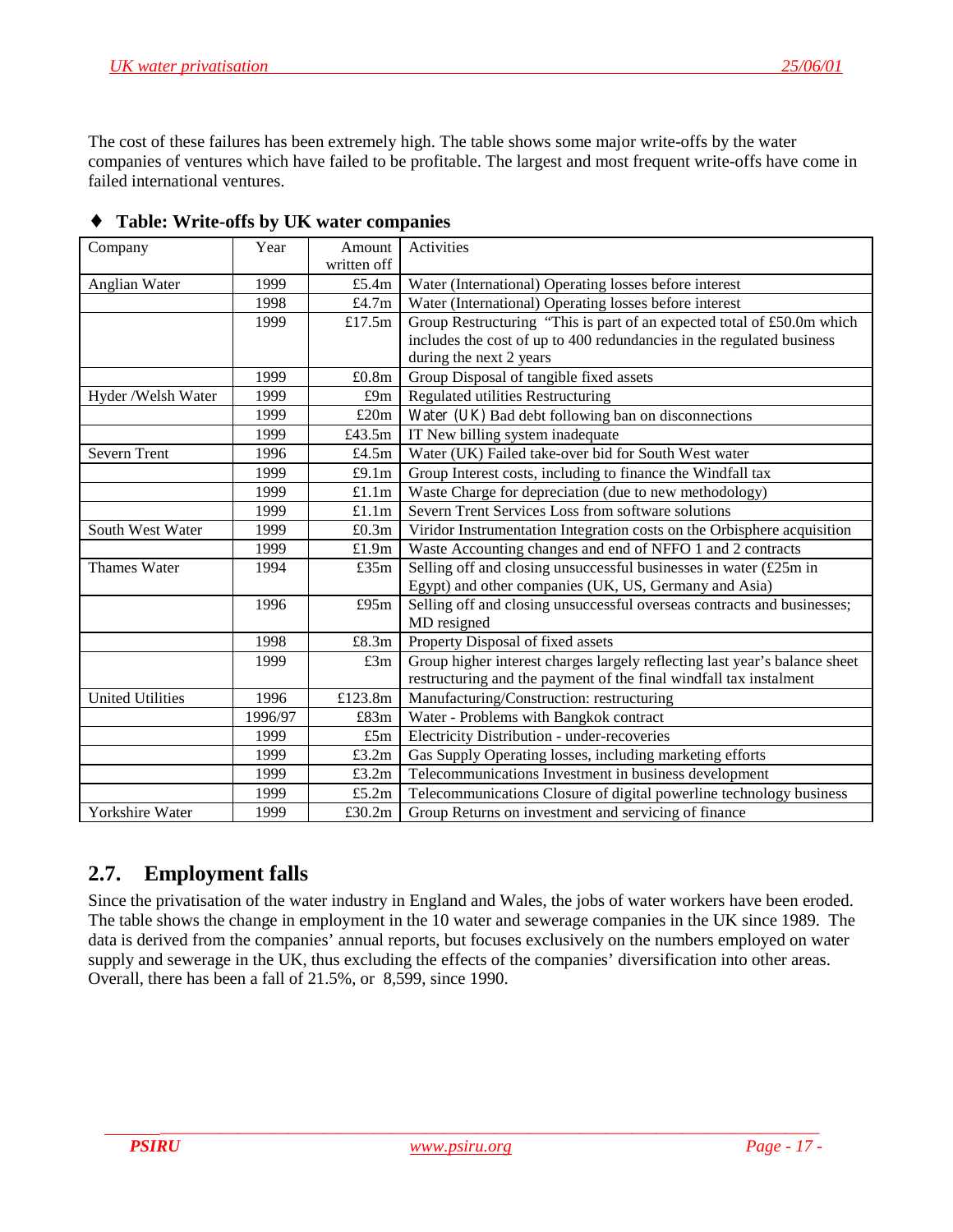The cost of these failures has been extremely high. The table shows some major write-offs by the water companies of ventures which have failed to be profitable. The largest and most frequent write-offs have come in failed international ventures.

♦ **Table: Write-offs by UK water companies**

| Company | Year | Amount written off | Activities |
|---|---|---|---|
| Anglian Water | 1999 | £5.4m | Water (International) Operating losses before interest |
| | 1998 | £4.7m | Water (International) Operating losses before interest |
| | 1999 | £17.5m | Group Restructuring "This is part of an expected total of £50.0m which includes the cost of up to 400 redundancies in the regulated business during the next 2 years |
| | 1999 | £0.8m | Group Disposal of tangible fixed assets |
| Hyder /Welsh Water | 1999 | £9m | Regulated utilities Restructuring |
| | 1999 | £20m | Water (UK) Bad debt following ban on disconnections |
| | 1999 | £43.5m | IT New billing system inadequate |
| Severn Trent | 1996 | £4.5m | Water (UK) Failed take-over bid for South West water |
| | 1999 | £9.1m | Group Interest costs, including to finance the Windfall tax |
| | 1999 | £1.1m | Waste Charge for depreciation (due to new methodology) |
| | 1999 | £1.1m | Severn Trent Services Loss from software solutions |
| South West Water | 1999 | £0.3m | Viridor Instrumentation Integration costs on the Orbisphere acquisition |
| | 1999 | £1.9m | Waste Accounting changes and end of NFFO 1 and 2 contracts |
| Thames Water | 1994 | £35m | Selling off and closing unsuccessful businesses in water (£25m in Egypt) and other companies (UK, US, Germany and Asia) |
| | 1996 | £95m | Selling off and closing unsuccessful overseas contracts and businesses; MD resigned |
| | 1998 | £8.3m | Property Disposal of fixed assets |
| | 1999 | £3m | Group higher interest charges largely reflecting last year's balance sheet restructuring and the payment of the final windfall tax instalment |
| United Utilities | 1996 | £123.8m | Manufacturing/Construction: restructuring |
| | 1996/97 | £83m | Water - Problems with Bangkok contract |
| | 1999 | £5m | Electricity Distribution - under-recoveries |
| | 1999 | £3.2m | Gas Supply Operating losses, including marketing efforts |
| | 1999 | £3.2m | Telecommunications Investment in business development |
| | 1999 | £5.2m | Telecommunications Closure of digital powerline technology business |
| Yorkshire Water | 1999 | £30.2m | Group Returns on investment and servicing of finance |

## 2.7. Employment falls

Since the privatisation of the water industry in England and Wales, the jobs of water workers have been eroded. The table shows the change in employment in the 10 water and sewerage companies in the UK since 1989. The data is derived from the companies' annual reports, but focuses exclusively on the numbers employed on water supply and sewerage in the UK, thus excluding the effects of the companies' diversification into other areas. Overall, there has been a fall of 21.5%, or 8,599, since 1990.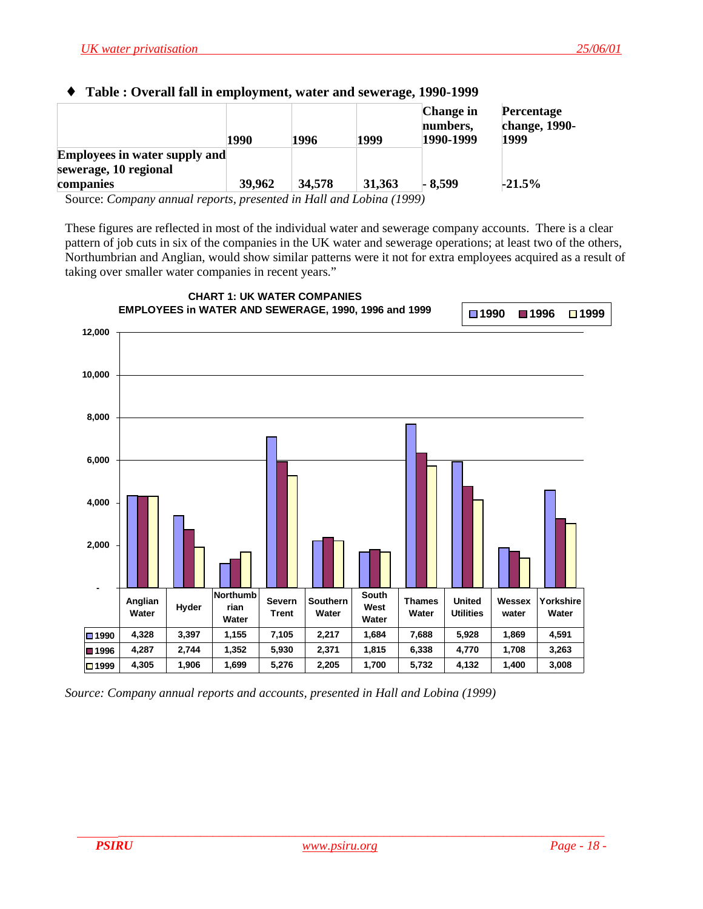♦ **Table : Overall fall in employment, water and sewerage, 1990-1999**

| | 1990 | 1996 | 1999 | Change in numbers, 1990-1999 | Percentage change, 1990-1999 |
|---|---|---|---|---|---|
| **Employees in water supply and sewerage, 10 regional companies** | **39,962** | **34,578** | **31,363** | **- 8,599** | **-21.5%** |

Source: *Company annual reports, presented in Hall and Lobina (1999)*

These figures are reflected in most of the individual water and sewerage company accounts. There is a clear pattern of job cuts in six of the companies in the UK water and sewerage operations; at least two of the others, Northumbrian and Anglian, would show similar patterns were it not for extra employees acquired as a result of taking over smaller water companies in recent years."

**CHART 1: UK WATER COMPANIES**
**EMPLOYEES in WATER AND SEWERAGE, 1990, 1996 and 1999**

| | Anglian Water | Hyder | Northumbrian Water | Severn Trent | Southern Water | South West Water | Thames Water | United Utilities | Wessex water | Yorkshire Water |
|---|---|---|---|---|---|---|---|---|---|---|
| 1990 | 4,328 | 3,397 | 1,155 | 7,105 | 2,217 | 1,684 | 7,688 | 5,928 | 1,869 | 4,591 |
| 1996 | 4,287 | 2,744 | 1,352 | 5,930 | 2,371 | 1,815 | 6,338 | 4,770 | 1,708 | 3,263 |
| 1999 | 4,305 | 1,906 | 1,699 | 5,276 | 2,205 | 1,700 | 5,732 | 4,132 | 1,400 | 3,008 |

*Source: Company annual reports and accounts, presented in Hall and Lobina (1999)*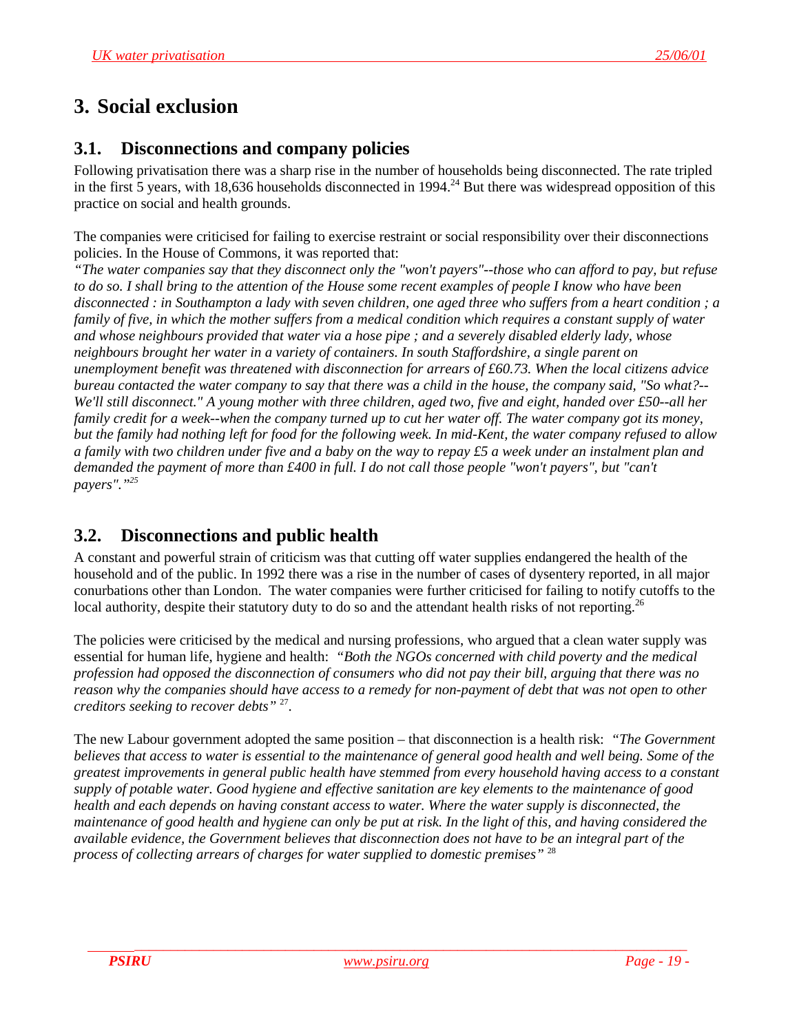# 3. Social exclusion

## 3.1. Disconnections and company policies

Following privatisation there was a sharp rise in the number of households being disconnected. The rate tripled in the first 5 years, with 18,636 households disconnected in 1994.[24] But there was widespread opposition of this practice on social and health grounds.

The companies were criticised for failing to exercise restraint or social responsibility over their disconnections policies. In the House of Commons, it was reported that:

*"The water companies say that they disconnect only the "won't payers"--those who can afford to pay, but refuse to do so. I shall bring to the attention of the House some recent examples of people I know who have been disconnected : in Southampton a lady with seven children, one aged three who suffers from a heart condition ; a family of five, in which the mother suffers from a medical condition which requires a constant supply of water and whose neighbours provided that water via a hose pipe ; and a severely disabled elderly lady, whose neighbours brought her water in a variety of containers. In south Staffordshire, a single parent on unemployment benefit was threatened with disconnection for arrears of £60.73. When the local citizens advice bureau contacted the water company to say that there was a child in the house, the company said, "So what?--We'll still disconnect." A young mother with three children, aged two, five and eight, handed over £50--all her family credit for a week--when the company turned up to cut her water off. The water company got its money, but the family had nothing left for food for the following week. In mid-Kent, the water company refused to allow a family with two children under five and a baby on the way to repay £5 a week under an instalment plan and demanded the payment of more than £400 in full. I do not call those people "won't payers", but "can't payers"."*[25]

## 3.2. Disconnections and public health

A constant and powerful strain of criticism was that cutting off water supplies endangered the health of the household and of the public. In 1992 there was a rise in the number of cases of dysentery reported, in all major conurbations other than London. The water companies were further criticised for failing to notify cutoffs to the local authority, despite their statutory duty to do so and the attendant health risks of not reporting.[26]

The policies were criticised by the medical and nursing professions, who argued that a clean water supply was essential for human life, hygiene and health: *"Both the NGOs concerned with child poverty and the medical profession had opposed the disconnection of consumers who did not pay their bill, arguing that there was no reason why the companies should have access to a remedy for non-payment of debt that was not open to other creditors seeking to recover debts"*[27].

The new Labour government adopted the same position – that disconnection is a health risk: *"The Government believes that access to water is essential to the maintenance of general good health and well being. Some of the greatest improvements in general public health have stemmed from every household having access to a constant supply of potable water. Good hygiene and effective sanitation are key elements to the maintenance of good health and each depends on having constant access to water. Where the water supply is disconnected, the maintenance of good health and hygiene can only be put at risk. In the light of this, and having considered the available evidence, the Government believes that disconnection does not have to be an integral part of the process of collecting arrears of charges for water supplied to domestic premises"*[28]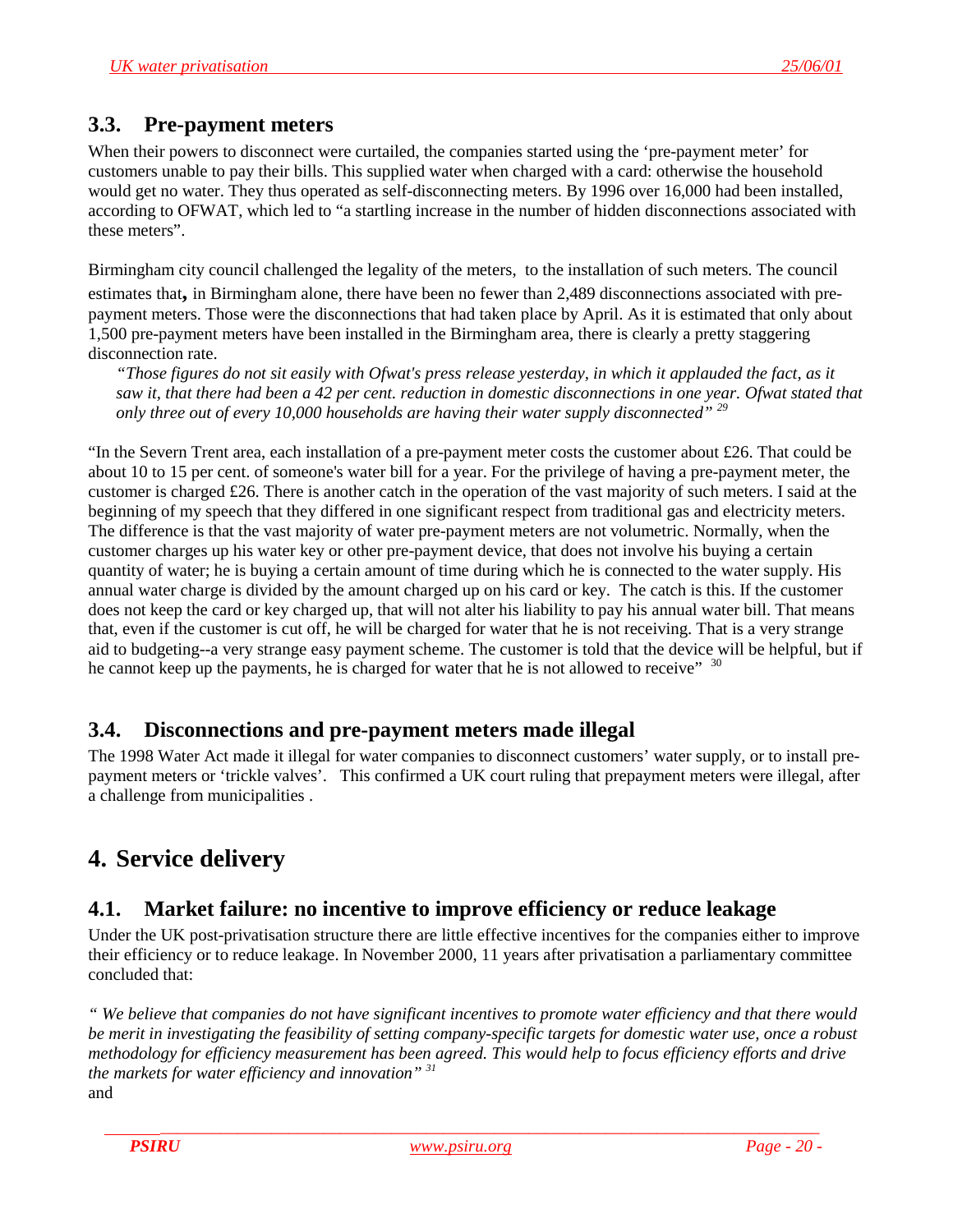## 3.3. Pre-payment meters

When their powers to disconnect were curtailed, the companies started using the 'pre-payment meter' for customers unable to pay their bills. This supplied water when charged with a card: otherwise the household would get no water. They thus operated as self-disconnecting meters. By 1996 over 16,000 had been installed, according to OFWAT, which led to "a startling increase in the number of hidden disconnections associated with these meters".

Birmingham city council challenged the legality of the meters, to the installation of such meters. The council estimates that**,** in Birmingham alone, there have been no fewer than 2,489 disconnections associated with pre-payment meters. Those were the disconnections that had taken place by April. As it is estimated that only about 1,500 pre-payment meters have been installed in the Birmingham area, there is clearly a pretty staggering disconnection rate.

> *"Those figures do not sit easily with Ofwat's press release yesterday, in which it applauded the fact, as it saw it, that there had been a 42 per cent. reduction in domestic disconnections in one year. Ofwat stated that only three out of every 10,000 households are having their water supply disconnected"* [29]

"In the Severn Trent area, each installation of a pre-payment meter costs the customer about £26. That could be about 10 to 15 per cent. of someone's water bill for a year. For the privilege of having a pre-payment meter, the customer is charged £26. There is another catch in the operation of the vast majority of such meters. I said at the beginning of my speech that they differed in one significant respect from traditional gas and electricity meters. The difference is that the vast majority of water pre-payment meters are not volumetric. Normally, when the customer charges up his water key or other pre-payment device, that does not involve his buying a certain quantity of water; he is buying a certain amount of time during which he is connected to the water supply. His annual water charge is divided by the amount charged up on his card or key. The catch is this. If the customer does not keep the card or key charged up, that will not alter his liability to pay his annual water bill. That means that, even if the customer is cut off, he will be charged for water that he is not receiving. That is a very strange aid to budgeting--a very strange easy payment scheme. The customer is told that the device will be helpful, but if he cannot keep up the payments, he is charged for water that he is not allowed to receive" [30]

## 3.4. Disconnections and pre-payment meters made illegal

The 1998 Water Act made it illegal for water companies to disconnect customers' water supply, or to install pre-payment meters or 'trickle valves'. This confirmed a UK court ruling that prepayment meters were illegal, after a challenge from municipalities .

# 4. Service delivery

## 4.1. Market failure: no incentive to improve efficiency or reduce leakage

Under the UK post-privatisation structure there are little effective incentives for the companies either to improve their efficiency or to reduce leakage. In November 2000, 11 years after privatisation a parliamentary committee concluded that:

*" We believe that companies do not have significant incentives to promote water efficiency and that there would be merit in investigating the feasibility of setting company-specific targets for domestic water use, once a robust methodology for efficiency measurement has been agreed. This would help to focus efficiency efforts and drive the markets for water efficiency and innovation"* [31]

and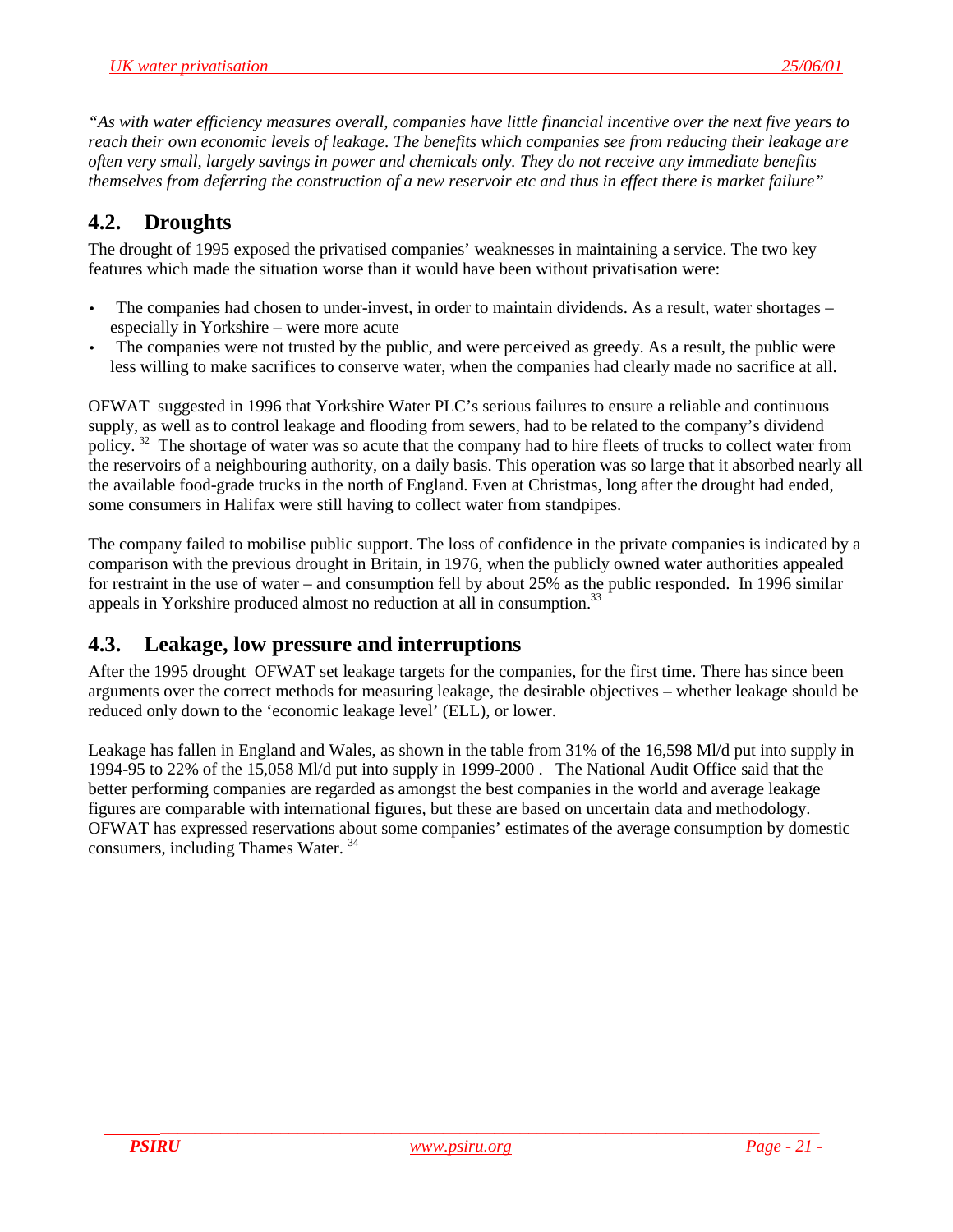*"As with water efficiency measures overall, companies have little financial incentive over the next five years to reach their own economic levels of leakage. The benefits which companies see from reducing their leakage are often very small, largely savings in power and chemicals only. They do not receive any immediate benefits themselves from deferring the construction of a new reservoir etc and thus in effect there is market failure"*

## 4.2. Droughts

The drought of 1995 exposed the privatised companies' weaknesses in maintaining a service. The two key features which made the situation worse than it would have been without privatisation were:

- The companies had chosen to under-invest, in order to maintain dividends. As a result, water shortages – especially in Yorkshire – were more acute
- The companies were not trusted by the public, and were perceived as greedy. As a result, the public were less willing to make sacrifices to conserve water, when the companies had clearly made no sacrifice at all.

OFWAT suggested in 1996 that Yorkshire Water PLC's serious failures to ensure a reliable and continuous supply, as well as to control leakage and flooding from sewers, had to be related to the company's dividend policy. [32] The shortage of water was so acute that the company had to hire fleets of trucks to collect water from the reservoirs of a neighbouring authority, on a daily basis. This operation was so large that it absorbed nearly all the available food-grade trucks in the north of England. Even at Christmas, long after the drought had ended, some consumers in Halifax were still having to collect water from standpipes.

The company failed to mobilise public support. The loss of confidence in the private companies is indicated by a comparison with the previous drought in Britain, in 1976, when the publicly owned water authorities appealed for restraint in the use of water – and consumption fell by about 25% as the public responded. In 1996 similar appeals in Yorkshire produced almost no reduction at all in consumption.[33]

## 4.3. Leakage, low pressure and interruptions

After the 1995 drought OFWAT set leakage targets for the companies, for the first time. There has since been arguments over the correct methods for measuring leakage, the desirable objectives – whether leakage should be reduced only down to the 'economic leakage level' (ELL), or lower.

Leakage has fallen in England and Wales, as shown in the table from 31% of the 16,598 Ml/d put into supply in 1994-95 to 22% of the 15,058 Ml/d put into supply in 1999-2000 . The National Audit Office said that the better performing companies are regarded as amongst the best companies in the world and average leakage figures are comparable with international figures, but these are based on uncertain data and methodology. OFWAT has expressed reservations about some companies' estimates of the average consumption by domestic consumers, including Thames Water. [34]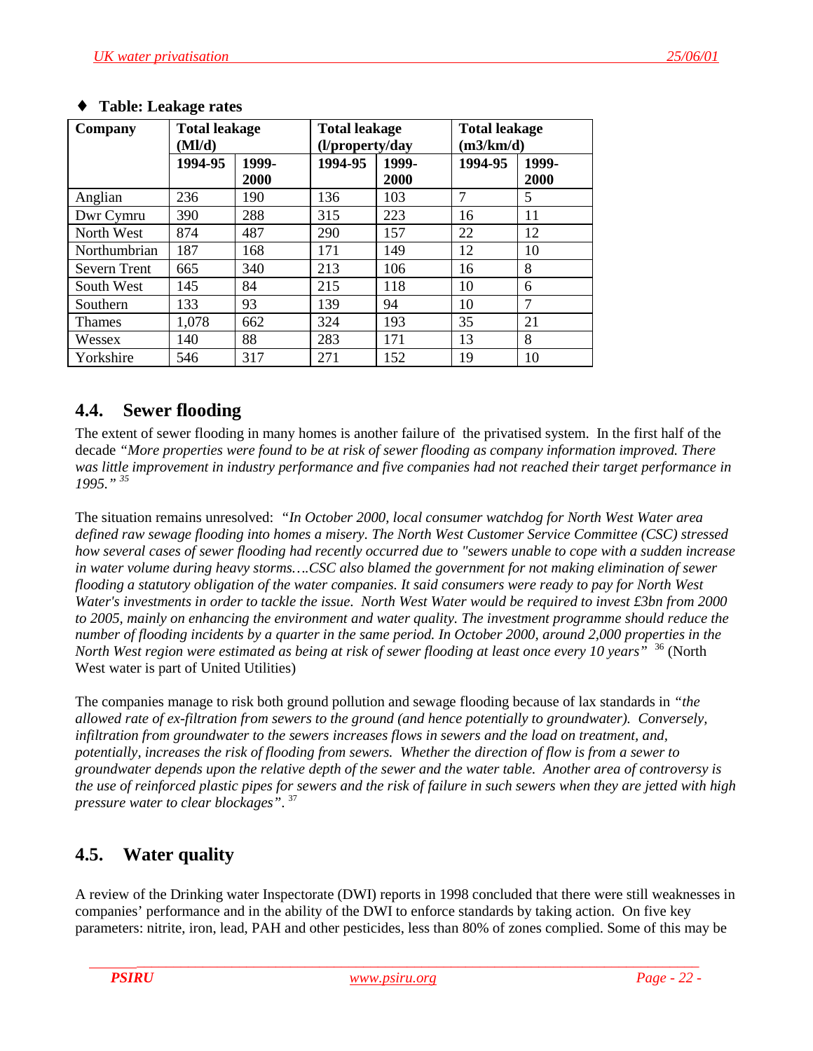♦ **Table: Leakage rates**

| Company | Total leakage (Ml/d) | | Total leakage (l/property/day | | Total leakage (m3/km/d) | |
|---|---|---|---|---|---|---|
| | 1994-95 | 1999-2000 | 1994-95 | 1999-2000 | 1994-95 | 1999-2000 |
| Anglian | 236 | 190 | 136 | 103 | 7 | 5 |
| Dwr Cymru | 390 | 288 | 315 | 223 | 16 | 11 |
| North West | 874 | 487 | 290 | 157 | 22 | 12 |
| Northumbrian | 187 | 168 | 171 | 149 | 12 | 10 |
| Severn Trent | 665 | 340 | 213 | 106 | 16 | 8 |
| South West | 145 | 84 | 215 | 118 | 10 | 6 |
| Southern | 133 | 93 | 139 | 94 | 10 | 7 |
| Thames | 1,078 | 662 | 324 | 193 | 35 | 21 |
| Wessex | 140 | 88 | 283 | 171 | 13 | 8 |
| Yorkshire | 546 | 317 | 271 | 152 | 19 | 10 |

## 4.4. Sewer flooding

The extent of sewer flooding in many homes is another failure of the privatised system. In the first half of the decade *"More properties were found to be at risk of sewer flooding as company information improved. There was little improvement in industry performance and five companies had not reached their target performance in 1995."* [35]

The situation remains unresolved: *"In October 2000, local consumer watchdog for North West Water area defined raw sewage flooding into homes a misery. The North West Customer Service Committee (CSC) stressed how several cases of sewer flooding had recently occurred due to "sewers unable to cope with a sudden increase in water volume during heavy storms….CSC also blamed the government for not making elimination of sewer flooding a statutory obligation of the water companies. It said consumers were ready to pay for North West Water's investments in order to tackle the issue. North West Water would be required to invest £3bn from 2000 to 2005, mainly on enhancing the environment and water quality. The investment programme should reduce the number of flooding incidents by a quarter in the same period. In October 2000, around 2,000 properties in the North West region were estimated as being at risk of sewer flooding at least once every 10 years"* [36] (North West water is part of United Utilities)

The companies manage to risk both ground pollution and sewage flooding because of lax standards in *"the allowed rate of ex-filtration from sewers to the ground (and hence potentially to groundwater). Conversely, infiltration from groundwater to the sewers increases flows in sewers and the load on treatment, and, potentially, increases the risk of flooding from sewers. Whether the direction of flow is from a sewer to groundwater depends upon the relative depth of the sewer and the water table. Another area of controversy is the use of reinforced plastic pipes for sewers and the risk of failure in such sewers when they are jetted with high pressure water to clear blockages"*. [37]

## 4.5. Water quality

A review of the Drinking water Inspectorate (DWI) reports in 1998 concluded that there were still weaknesses in companies' performance and in the ability of the DWI to enforce standards by taking action. On five key parameters: nitrite, iron, lead, PAH and other pesticides, less than 80% of zones complied. Some of this may be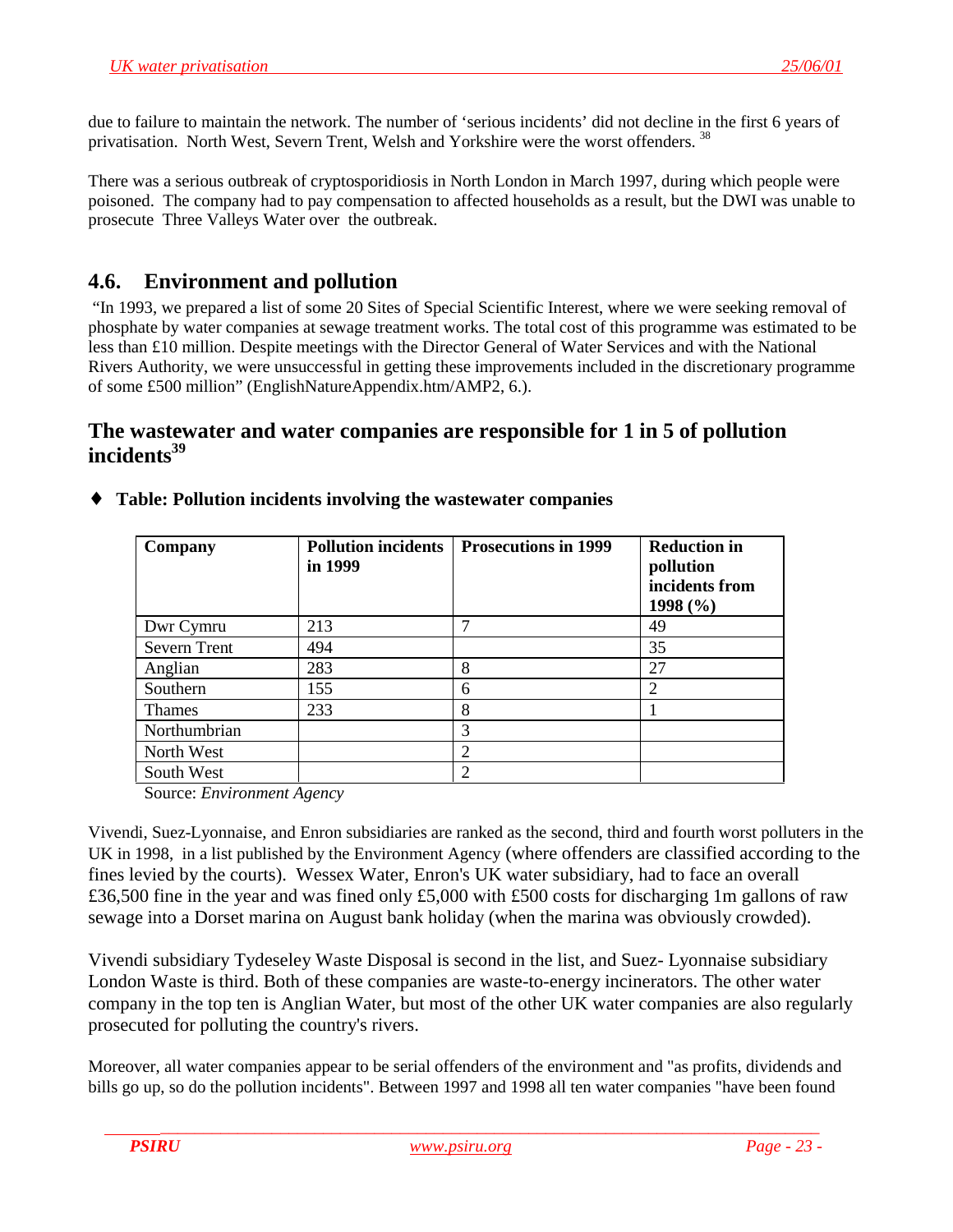due to failure to maintain the network. The number of 'serious incidents' did not decline in the first 6 years of privatisation. North West, Severn Trent, Welsh and Yorkshire were the worst offenders. [38]

There was a serious outbreak of cryptosporidiosis in North London in March 1997, during which people were poisoned. The company had to pay compensation to affected households as a result, but the DWI was unable to prosecute Three Valleys Water over the outbreak.

## 4.6. Environment and pollution

"In 1993, we prepared a list of some 20 Sites of Special Scientific Interest, where we were seeking removal of phosphate by water companies at sewage treatment works. The total cost of this programme was estimated to be less than £10 million. Despite meetings with the Director General of Water Services and with the National Rivers Authority, we were unsuccessful in getting these improvements included in the discretionary programme of some £500 million" (EnglishNatureAppendix.htm/AMP2, 6.).

## The wastewater and water companies are responsible for 1 in 5 of pollution incidents[39]

- **Table: Pollution incidents involving the wastewater companies**

| Company | Pollution incidents in 1999 | Prosecutions in 1999 | Reduction in pollution incidents from 1998 (%) |
|---|---|---|---|
| Dwr Cymru | 213 | 7 | 49 |
| Severn Trent | 494 | | 35 |
| Anglian | 283 | 8 | 27 |
| Southern | 155 | 6 | 2 |
| Thames | 233 | 8 | 1 |
| Northumbrian | | 3 | |
| North West | | 2 | |
| South West | | 2 | |

Source: *Environment Agency*

Vivendi, Suez-Lyonnaise, and Enron subsidiaries are ranked as the second, third and fourth worst polluters in the UK in 1998, in a list published by the Environment Agency (where offenders are classified according to the fines levied by the courts). Wessex Water, Enron's UK water subsidiary, had to face an overall £36,500 fine in the year and was fined only £5,000 with £500 costs for discharging 1m gallons of raw sewage into a Dorset marina on August bank holiday (when the marina was obviously crowded).

Vivendi subsidiary Tydeseley Waste Disposal is second in the list, and Suez- Lyonnaise subsidiary London Waste is third. Both of these companies are waste-to-energy incinerators. The other water company in the top ten is Anglian Water, but most of the other UK water companies are also regularly prosecuted for polluting the country's rivers.

Moreover, all water companies appear to be serial offenders of the environment and "as profits, dividends and bills go up, so do the pollution incidents". Between 1997 and 1998 all ten water companies "have been found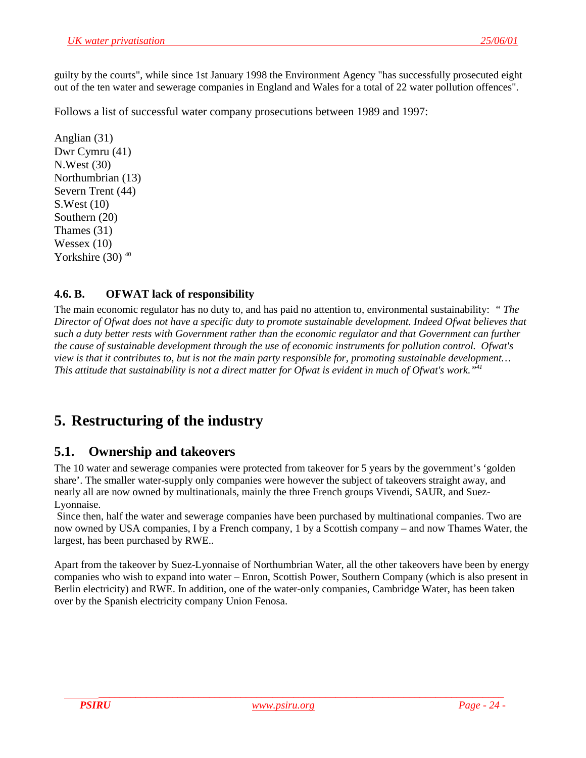guilty by the courts", while since 1st January 1998 the Environment Agency "has successfully prosecuted eight out of the ten water and sewerage companies in England and Wales for a total of 22 water pollution offences".

Follows a list of successful water company prosecutions between 1989 and 1997:

Anglian (31)
Dwr Cymru (41)
N.West (30)
Northumbrian (13)
Severn Trent (44)
S.West (10)
Southern (20)
Thames (31)
Wessex (10)
Yorkshire (30) [40]

### 4.6. B. OFWAT lack of responsibility

The main economic regulator has no duty to, and has paid no attention to, environmental sustainability: *" The Director of Ofwat does not have a specific duty to promote sustainable development. Indeed Ofwat believes that such a duty better rests with Government rather than the economic regulator and that Government can further the cause of sustainable development through the use of economic instruments for pollution control. Ofwat's view is that it contributes to, but is not the main party responsible for, promoting sustainable development… This attitude that sustainability is not a direct matter for Ofwat is evident in much of Ofwat's work."*[41]

# 5. Restructuring of the industry

## 5.1. Ownership and takeovers

The 10 water and sewerage companies were protected from takeover for 5 years by the government's 'golden share'. The smaller water-supply only companies were however the subject of takeovers straight away, and nearly all are now owned by multinationals, mainly the three French groups Vivendi, SAUR, and Suez-Lyonnaise.

Since then, half the water and sewerage companies have been purchased by multinational companies. Two are now owned by USA companies, I by a French company, 1 by a Scottish company – and now Thames Water, the largest, has been purchased by RWE..

Apart from the takeover by Suez-Lyonnaise of Northumbrian Water, all the other takeovers have been by energy companies who wish to expand into water – Enron, Scottish Power, Southern Company (which is also present in Berlin electricity) and RWE. In addition, one of the water-only companies, Cambridge Water, has been taken over by the Spanish electricity company Union Fenosa.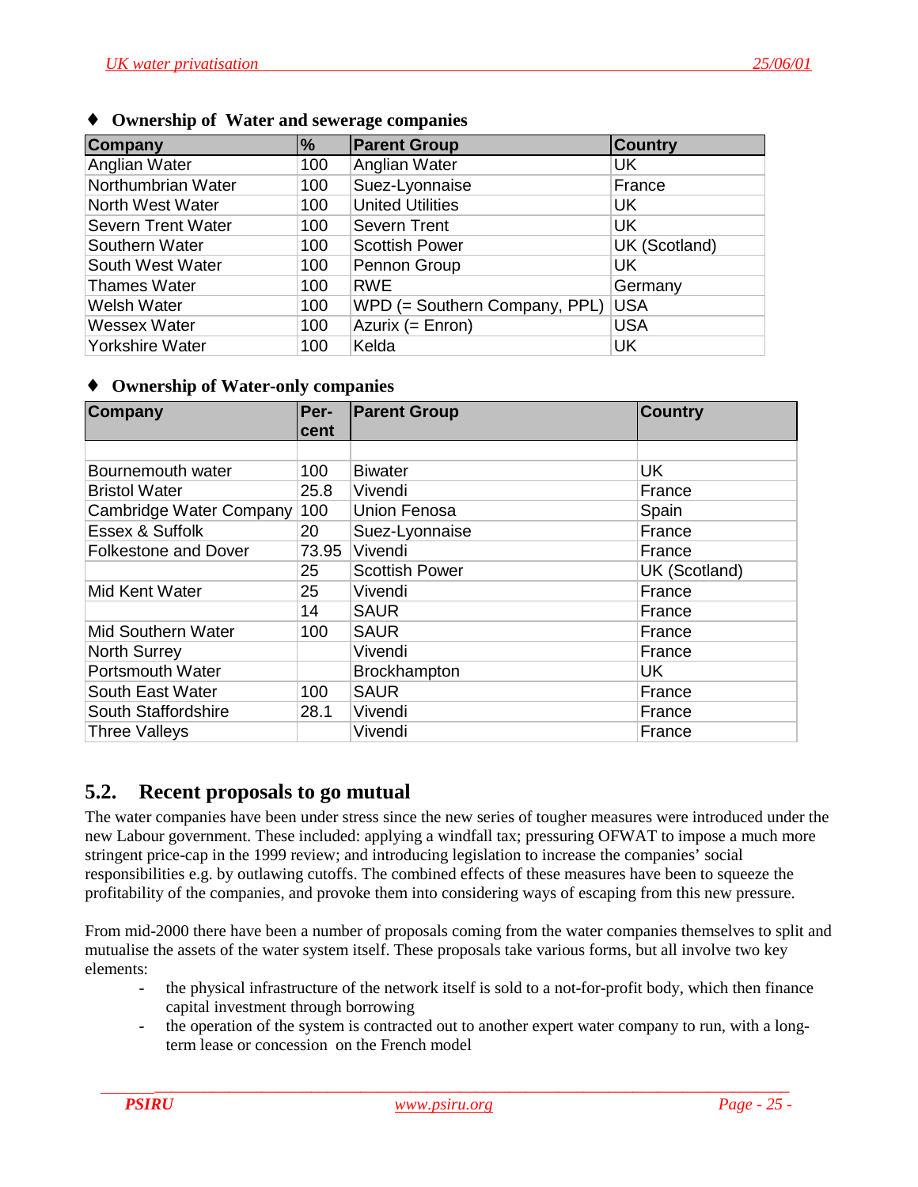- ♦ **Ownership of Water and sewerage companies**

| Company | % | Parent Group | Country |
|---|---|---|---|
| Anglian Water | 100 | Anglian Water | UK |
| Northumbrian Water | 100 | Suez-Lyonnaise | France |
| North West Water | 100 | United Utilities | UK |
| Severn Trent Water | 100 | Severn Trent | UK |
| Southern Water | 100 | Scottish Power | UK (Scotland) |
| South West Water | 100 | Pennon Group | UK |
| Thames Water | 100 | RWE | Germany |
| Welsh Water | 100 | WPD (= Southern Company, PPL) | USA |
| Wessex Water | 100 | Azurix (= Enron) | USA |
| Yorkshire Water | 100 | Kelda | UK |

- ♦ **Ownership of Water-only companies**

| Company | Per-cent | Parent Group | Country |
|---|---|---|---|
| | | | |
| Bournemouth water | 100 | Biwater | UK |
| Bristol Water | 25.8 | Vivendi | France |
| Cambridge Water Company | 100 | Union Fenosa | Spain |
| Essex & Suffolk | 20 | Suez-Lyonnaise | France |
| Folkestone and Dover | 73.95 | Vivendi | France |
| | 25 | Scottish Power | UK (Scotland) |
| Mid Kent Water | 25 | Vivendi | France |
| | 14 | SAUR | France |
| Mid Southern Water | 100 | SAUR | France |
| North Surrey | | Vivendi | France |
| Portsmouth Water | | Brockhampton | UK |
| South East Water | 100 | SAUR | France |
| South Staffordshire | 28.1 | Vivendi | France |
| Three Valleys | | Vivendi | France |

## 5.2. Recent proposals to go mutual

The water companies have been under stress since the new series of tougher measures were introduced under the new Labour government. These included: applying a windfall tax; pressuring OFWAT to impose a much more stringent price-cap in the 1999 review; and introducing legislation to increase the companies' social responsibilities e.g. by outlawing cutoffs. The combined effects of these measures have been to squeeze the profitability of the companies, and provoke them into considering ways of escaping from this new pressure.

From mid-2000 there have been a number of proposals coming from the water companies themselves to split and mutualise the assets of the water system itself. These proposals take various forms, but all involve two key elements:

- the physical infrastructure of the network itself is sold to a not-for-profit body, which then finance capital investment through borrowing
- the operation of the system is contracted out to another expert water company to run, with a long-term lease or concession on the French model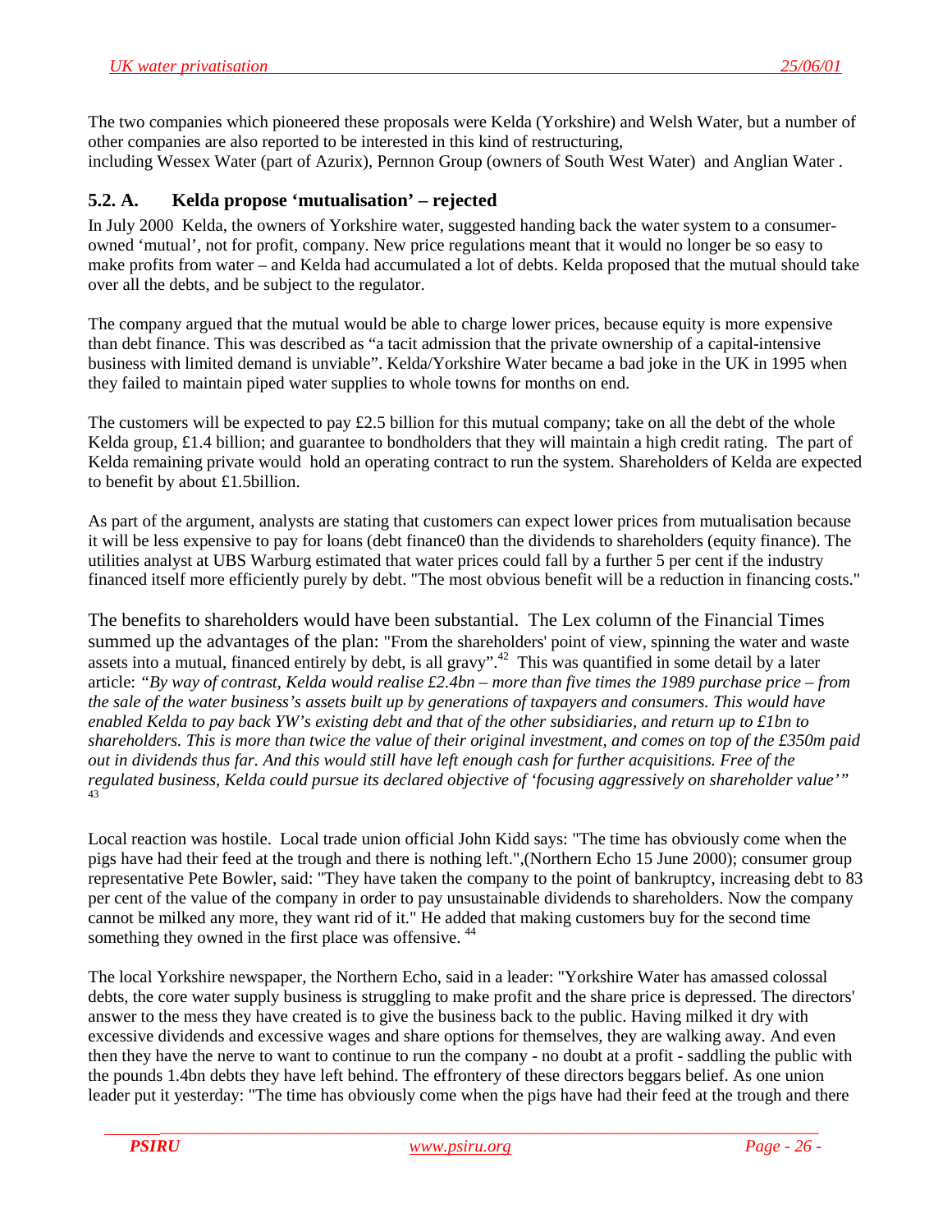The two companies which pioneered these proposals were Kelda (Yorkshire) and Welsh Water, but a number of other companies are also reported to be interested in this kind of restructuring,
including Wessex Water (part of Azurix), Pernnon Group (owners of South West Water) and Anglian Water .

### 5.2. A. Kelda propose 'mutualisation' – rejected

In July 2000 Kelda, the owners of Yorkshire water, suggested handing back the water system to a consumer-owned 'mutual', not for profit, company. New price regulations meant that it would no longer be so easy to make profits from water – and Kelda had accumulated a lot of debts. Kelda proposed that the mutual should take over all the debts, and be subject to the regulator.

The company argued that the mutual would be able to charge lower prices, because equity is more expensive than debt finance. This was described as "a tacit admission that the private ownership of a capital-intensive business with limited demand is unviable". Kelda/Yorkshire Water became a bad joke in the UK in 1995 when they failed to maintain piped water supplies to whole towns for months on end.

The customers will be expected to pay £2.5 billion for this mutual company; take on all the debt of the whole Kelda group, £1.4 billion; and guarantee to bondholders that they will maintain a high credit rating. The part of Kelda remaining private would hold an operating contract to run the system. Shareholders of Kelda are expected to benefit by about £1.5billion.

As part of the argument, analysts are stating that customers can expect lower prices from mutualisation because it will be less expensive to pay for loans (debt finance0 than the dividends to shareholders (equity finance). The utilities analyst at UBS Warburg estimated that water prices could fall by a further 5 per cent if the industry financed itself more efficiently purely by debt. "The most obvious benefit will be a reduction in financing costs."

The benefits to shareholders would have been substantial. The Lex column of the Financial Times summed up the advantages of the plan: "From the shareholders' point of view, spinning the water and waste assets into a mutual, financed entirely by debt, is all gravy".[42] This was quantified in some detail by a later article: *"By way of contrast, Kelda would realise £2.4bn – more than five times the 1989 purchase price – from the sale of the water business's assets built up by generations of taxpayers and consumers. This would have enabled Kelda to pay back YW's existing debt and that of the other subsidiaries, and return up to £1bn to shareholders. This is more than twice the value of their original investment, and comes on top of the £350m paid out in dividends thus far. And this would still have left enough cash for further acquisitions. Free of the regulated business, Kelda could pursue its declared objective of 'focusing aggressively on shareholder value'"* [43]

Local reaction was hostile. Local trade union official John Kidd says: "The time has obviously come when the pigs have had their feed at the trough and there is nothing left.",(Northern Echo 15 June 2000); consumer group representative Pete Bowler, said: "They have taken the company to the point of bankruptcy, increasing debt to 83 per cent of the value of the company in order to pay unsustainable dividends to shareholders. Now the company cannot be milked any more, they want rid of it." He added that making customers buy for the second time something they owned in the first place was offensive. [44]

The local Yorkshire newspaper, the Northern Echo, said in a leader: "Yorkshire Water has amassed colossal debts, the core water supply business is struggling to make profit and the share price is depressed. The directors' answer to the mess they have created is to give the business back to the public. Having milked it dry with excessive dividends and excessive wages and share options for themselves, they are walking away. And even then they have the nerve to want to continue to run the company - no doubt at a profit - saddling the public with the pounds 1.4bn debts they have left behind. The effrontery of these directors beggars belief. As one union leader put it yesterday: "The time has obviously come when the pigs have had their feed at the trough and there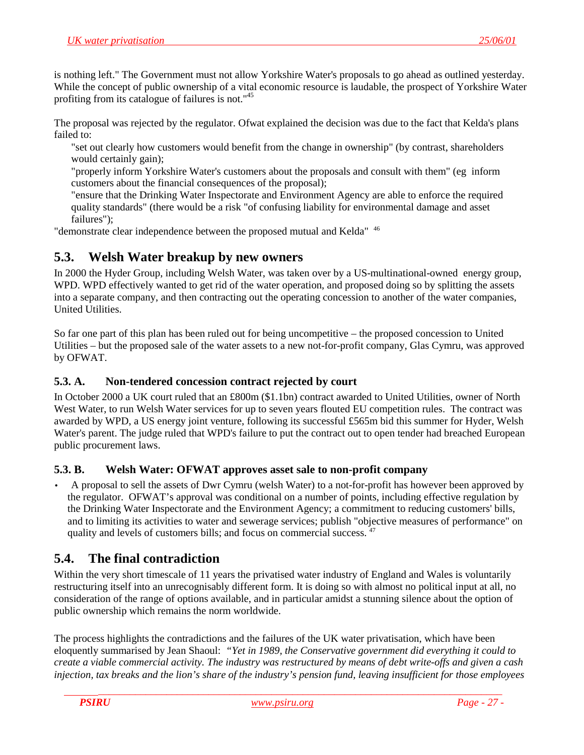is nothing left." The Government must not allow Yorkshire Water's proposals to go ahead as outlined yesterday. While the concept of public ownership of a vital economic resource is laudable, the prospect of Yorkshire Water profiting from its catalogue of failures is not."[45]

The proposal was rejected by the regulator. Ofwat explained the decision was due to the fact that Kelda's plans failed to:

"set out clearly how customers would benefit from the change in ownership" (by contrast, shareholders would certainly gain);

"properly inform Yorkshire Water's customers about the proposals and consult with them" (eg inform customers about the financial consequences of the proposal);

"ensure that the Drinking Water Inspectorate and Environment Agency are able to enforce the required quality standards" (there would be a risk "of confusing liability for environmental damage and asset failures");

"demonstrate clear independence between the proposed mutual and Kelda" [46]

## 5.3. Welsh Water breakup by new owners

In 2000 the Hyder Group, including Welsh Water, was taken over by a US-multinational-owned energy group, WPD. WPD effectively wanted to get rid of the water operation, and proposed doing so by splitting the assets into a separate company, and then contracting out the operating concession to another of the water companies, United Utilities.

So far one part of this plan has been ruled out for being uncompetitive – the proposed concession to United Utilities – but the proposed sale of the water assets to a new not-for-profit company, Glas Cymru, was approved by OFWAT.

### 5.3. A. Non-tendered concession contract rejected by court

In October 2000 a UK court ruled that an £800m ($1.1bn) contract awarded to United Utilities, owner of North West Water, to run Welsh Water services for up to seven years flouted EU competition rules. The contract was awarded by WPD, a US energy joint venture, following its successful £565m bid this summer for Hyder, Welsh Water's parent. The judge ruled that WPD's failure to put the contract out to open tender had breached European public procurement laws.

### 5.3. B. Welsh Water: OFWAT approves asset sale to non-profit company

- A proposal to sell the assets of Dwr Cymru (welsh Water) to a not-for-profit has however been approved by the regulator. OFWAT's approval was conditional on a number of points, including effective regulation by the Drinking Water Inspectorate and the Environment Agency; a commitment to reducing customers' bills, and to limiting its activities to water and sewerage services; publish "objective measures of performance" on quality and levels of customers bills; and focus on commercial success. [47]

## 5.4. The final contradiction

Within the very short timescale of 11 years the privatised water industry of England and Wales is voluntarily restructuring itself into an unrecognisably different form. It is doing so with almost no political input at all, no consideration of the range of options available, and in particular amidst a stunning silence about the option of public ownership which remains the norm worldwide.

The process highlights the contradictions and the failures of the UK water privatisation, which have been eloquently summarised by Jean Shaoul: *"Yet in 1989, the Conservative government did everything it could to create a viable commercial activity. The industry was restructured by means of debt write-offs and given a cash injection, tax breaks and the lion's share of the industry's pension fund, leaving insufficient for those employees*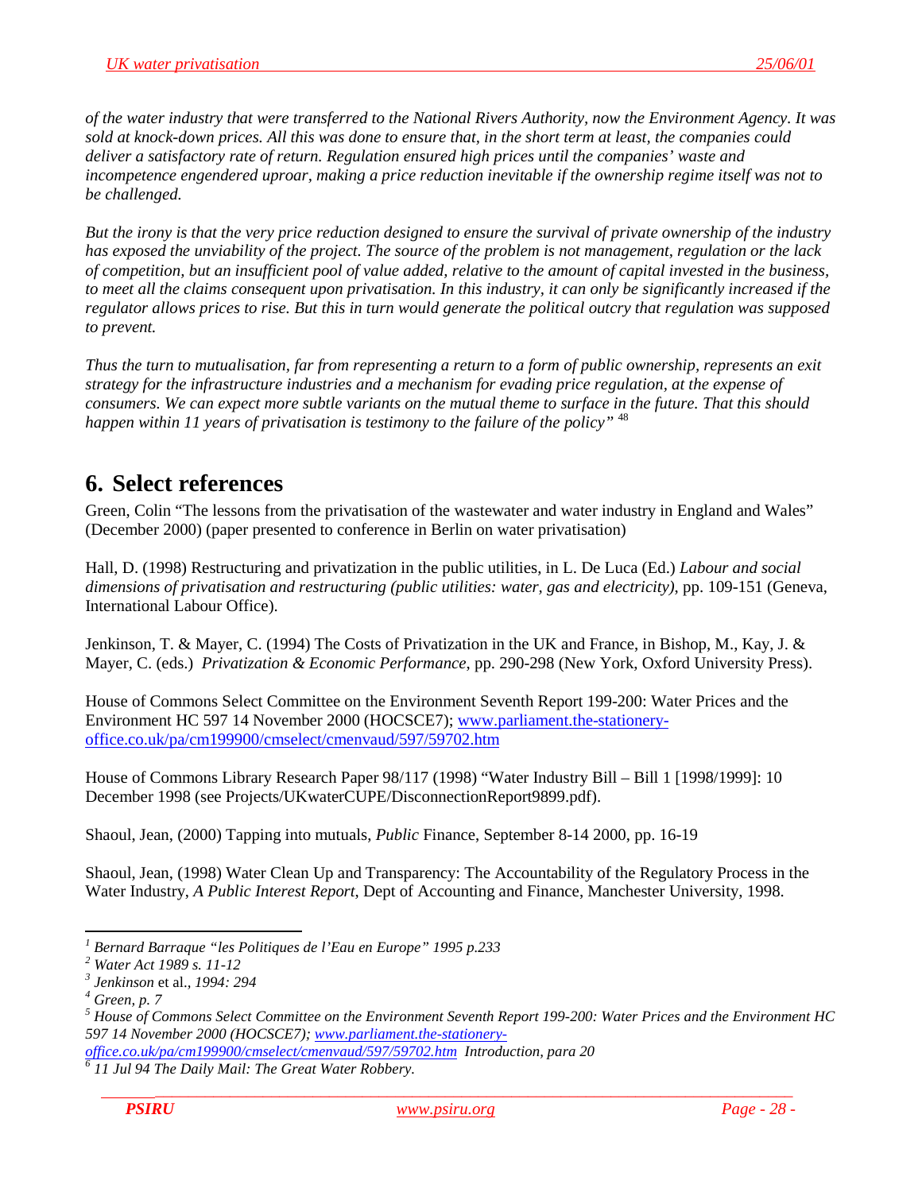*of the water industry that were transferred to the National Rivers Authority, now the Environment Agency. It was sold at knock-down prices. All this was done to ensure that, in the short term at least, the companies could deliver a satisfactory rate of return. Regulation ensured high prices until the companies' waste and incompetence engendered uproar, making a price reduction inevitable if the ownership regime itself was not to be challenged.*

*But the irony is that the very price reduction designed to ensure the survival of private ownership of the industry has exposed the unviability of the project. The source of the problem is not management, regulation or the lack of competition, but an insufficient pool of value added, relative to the amount of capital invested in the business, to meet all the claims consequent upon privatisation. In this industry, it can only be significantly increased if the regulator allows prices to rise. But this in turn would generate the political outcry that regulation was supposed to prevent.*

*Thus the turn to mutualisation, far from representing a return to a form of public ownership, represents an exit strategy for the infrastructure industries and a mechanism for evading price regulation, at the expense of consumers. We can expect more subtle variants on the mutual theme to surface in the future. That this should happen within 11 years of privatisation is testimony to the failure of the policy"* [48]

# 6. Select references

Green, Colin "The lessons from the privatisation of the wastewater and water industry in England and Wales" (December 2000) (paper presented to conference in Berlin on water privatisation)

Hall, D. (1998) Restructuring and privatization in the public utilities, in L. De Luca (Ed.) *Labour and social dimensions of privatisation and restructuring (public utilities: water, gas and electricity)*, pp. 109-151 (Geneva, International Labour Office).

Jenkinson, T. & Mayer, C. (1994) The Costs of Privatization in the UK and France, in Bishop, M., Kay, J. & Mayer, C. (eds.) *Privatization & Economic Performance*, pp. 290-298 (New York, Oxford University Press).

House of Commons Select Committee on the Environment Seventh Report 199-200: Water Prices and the Environment HC 597 14 November 2000 (HOCSCE7); www.parliament.the-stationery-office.co.uk/pa/cm199900/cmselect/cmenvaud/597/59702.htm

House of Commons Library Research Paper 98/117 (1998) "Water Industry Bill – Bill 1 [1998/1999]: 10 December 1998 (see Projects/UKwaterCUPE/DisconnectionReport9899.pdf).

Shaoul, Jean, (2000) Tapping into mutuals, *Public* Finance, September 8-14 2000, pp. 16-19

Shaoul, Jean, (1998) Water Clean Up and Transparency: The Accountability of the Regulatory Process in the Water Industry, *A Public Interest Report*, Dept of Accounting and Finance, Manchester University, 1998.

---

[1] *Bernard Barraque "les Politiques de l'Eau en Europe" 1995 p.233*

[2] *Water Act 1989 s. 11-12*

[3] *Jenkinson* et al., *1994: 294*

[4] *Green, p. 7*

[5] *House of Commons Select Committee on the Environment Seventh Report 199-200: Water Prices and the Environment HC 597 14 November 2000 (HOCSCE7); www.parliament.the-stationery-office.co.uk/pa/cm199900/cmselect/cmenvaud/597/59702.htm Introduction, para 20*

[6] *11 Jul 94 The Daily Mail: The Great Water Robbery.*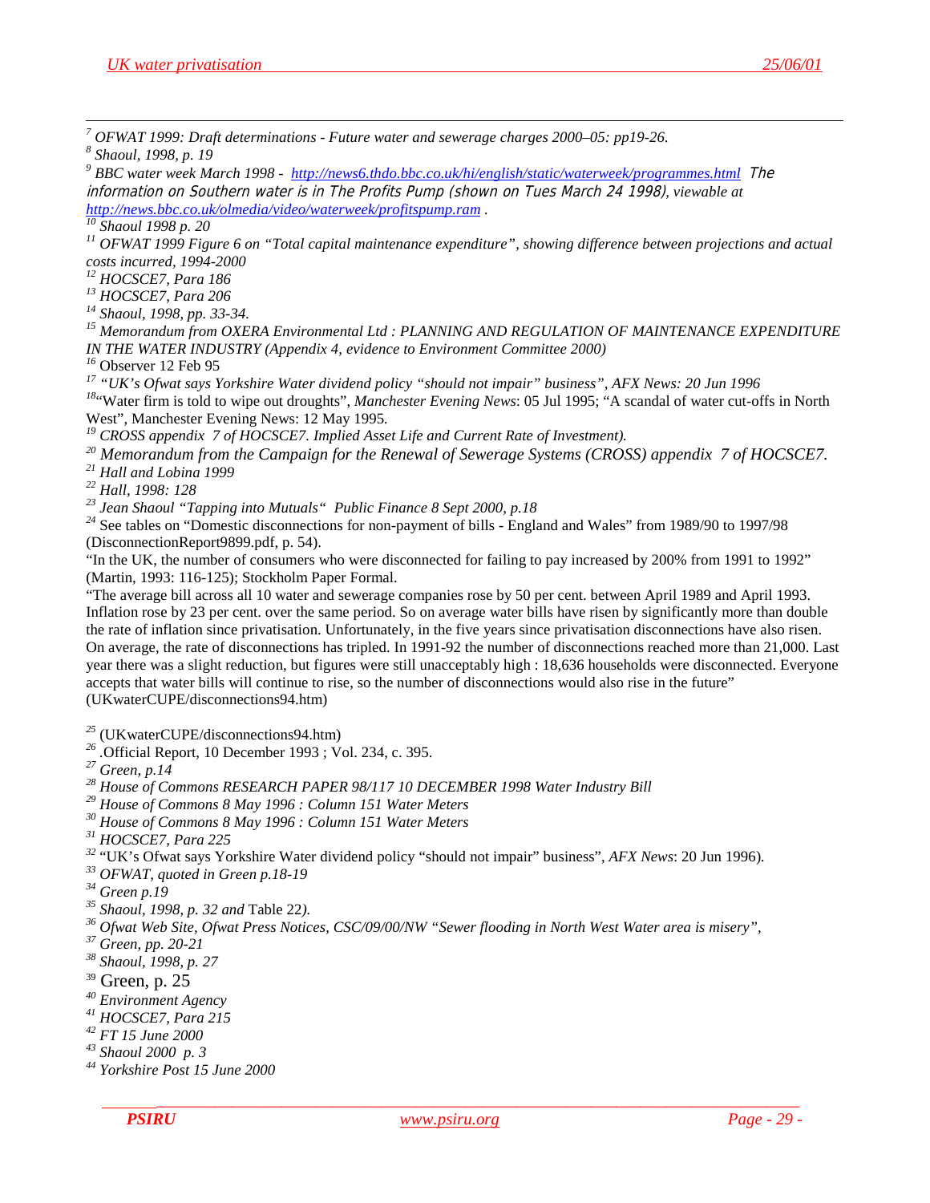[7] *OFWAT 1999: Draft determinations - Future water and sewerage charges 2000–05: pp19-26.*

[8] *Shaoul, 1998, p. 19*

[9] *BBC water week March 1998 - http://news6.thdo.bbc.co.uk/hi/english/static/waterweek/programmes.html The information on Southern water is in The Profits Pump (shown on Tues March 24 1998), viewable at http://news.bbc.co.uk/olmedia/video/waterweek/profitspump.ram .*

[10] *Shaoul 1998 p. 20*

[11] *OFWAT 1999 Figure 6 on "Total capital maintenance expenditure", showing difference between projections and actual costs incurred, 1994-2000*

[12] *HOCSCE7, Para 186*

[13] *HOCSCE7, Para 206*

[14] *Shaoul, 1998, pp. 33-34.*

[15] *Memorandum from OXERA Environmental Ltd : PLANNING AND REGULATION OF MAINTENANCE EXPENDITURE IN THE WATER INDUSTRY (Appendix 4, evidence to Environment Committee 2000)*

[16] Observer 12 Feb 95

[17] *"UK's Ofwat says Yorkshire Water dividend policy "should not impair" business", AFX News: 20 Jun 1996*

[18] "Water firm is told to wipe out droughts", *Manchester Evening News*: 05 Jul 1995; "A scandal of water cut-offs in North West", Manchester Evening News: 12 May 1995.

[19] *CROSS appendix 7 of HOCSCE7. Implied Asset Life and Current Rate of Investment).*

[20] *Memorandum from the Campaign for the Renewal of Sewerage Systems (CROSS) appendix 7 of HOCSCE7.*

[21] *Hall and Lobina 1999*

[22] *Hall, 1998: 128*

[23] *Jean Shaoul "Tapping into Mutuals" Public Finance 8 Sept 2000, p.18*

[24] See tables on "Domestic disconnections for non-payment of bills - England and Wales" from 1989/90 to 1997/98 (DisconnectionReport9899.pdf, p. 54).

"In the UK, the number of consumers who were disconnected for failing to pay increased by 200% from 1991 to 1992" (Martin, 1993: 116-125); Stockholm Paper Formal.

"The average bill across all 10 water and sewerage companies rose by 50 per cent. between April 1989 and April 1993. Inflation rose by 23 per cent. over the same period. So on average water bills have risen by significantly more than double the rate of inflation since privatisation. Unfortunately, in the five years since privatisation disconnections have also risen. On average, the rate of disconnections has tripled. In 1991-92 the number of disconnections reached more than 21,000. Last year there was a slight reduction, but figures were still unacceptably high : 18,636 households were disconnected. Everyone accepts that water bills will continue to rise, so the number of disconnections would also rise in the future" (UKwaterCUPE/disconnections94.htm)

[25] (UKwaterCUPE/disconnections94.htm)

[26] .Official Report, 10 December 1993 ; Vol. 234, c. 395.

[27] *Green, p.14*

[28] *House of Commons RESEARCH PAPER 98/117 10 DECEMBER 1998 Water Industry Bill*

[29] *House of Commons 8 May 1996 : Column 151 Water Meters*

[30] *House of Commons 8 May 1996 : Column 151 Water Meters*

[31] *HOCSCE7, Para 225*

[32] "UK's Ofwat says Yorkshire Water dividend policy "should not impair" business", *AFX News*: 20 Jun 1996).

[33] *OFWAT, quoted in Green p.18-19*

[34] *Green p.19*

[35] *Shaoul, 1998, p. 32 and* Table 22*).*

[36] *Ofwat Web Site, Ofwat Press Notices, CSC/09/00/NW "Sewer flooding in North West Water area is misery",*

[37] *Green, pp. 20-21*

[38] *Shaoul, 1998, p. 27*

[39] Green, p. 25

[40] *Environment Agency*

[41] *HOCSCE7, Para 215*

[42] *FT 15 June 2000*

[43] *Shaoul 2000 p. 3*

[44] *Yorkshire Post 15 June 2000*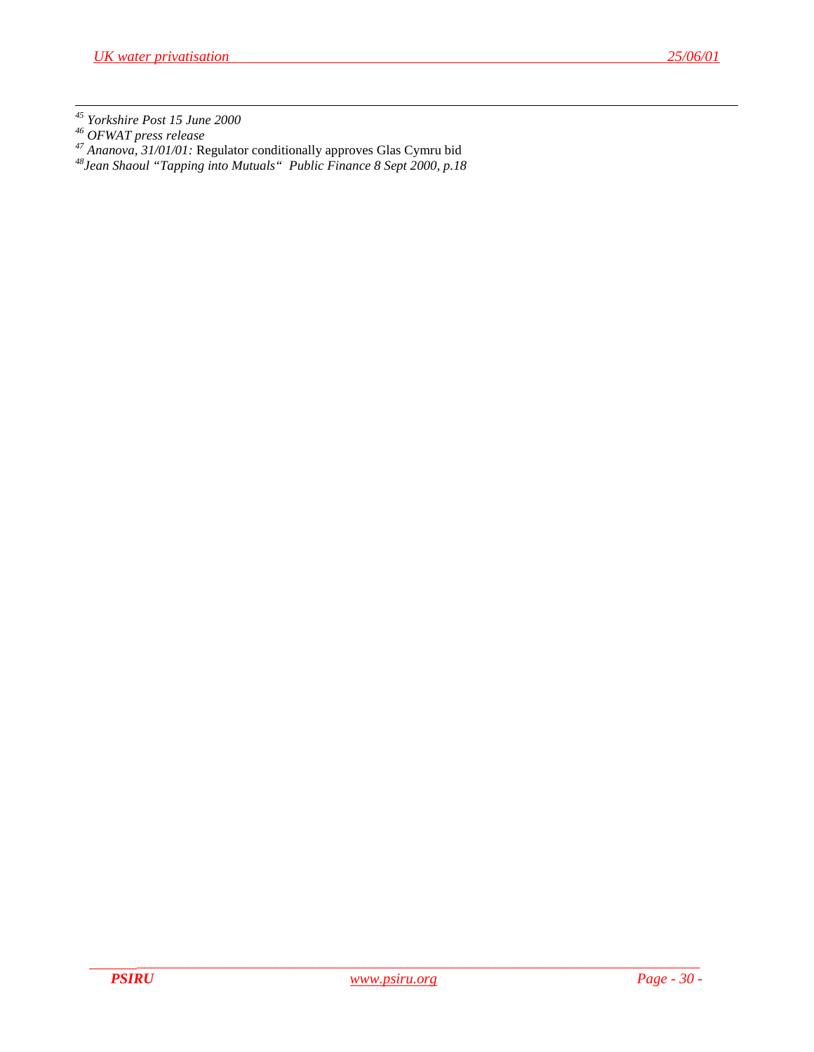[45] *Yorkshire Post 15 June 2000*

[46] *OFWAT press release*

[47] *Ananova, 31/01/01:* Regulator conditionally approves Glas Cymru bid

[48] *Jean Shaoul "Tapping into Mutuals" Public Finance 8 Sept 2000, p.18*